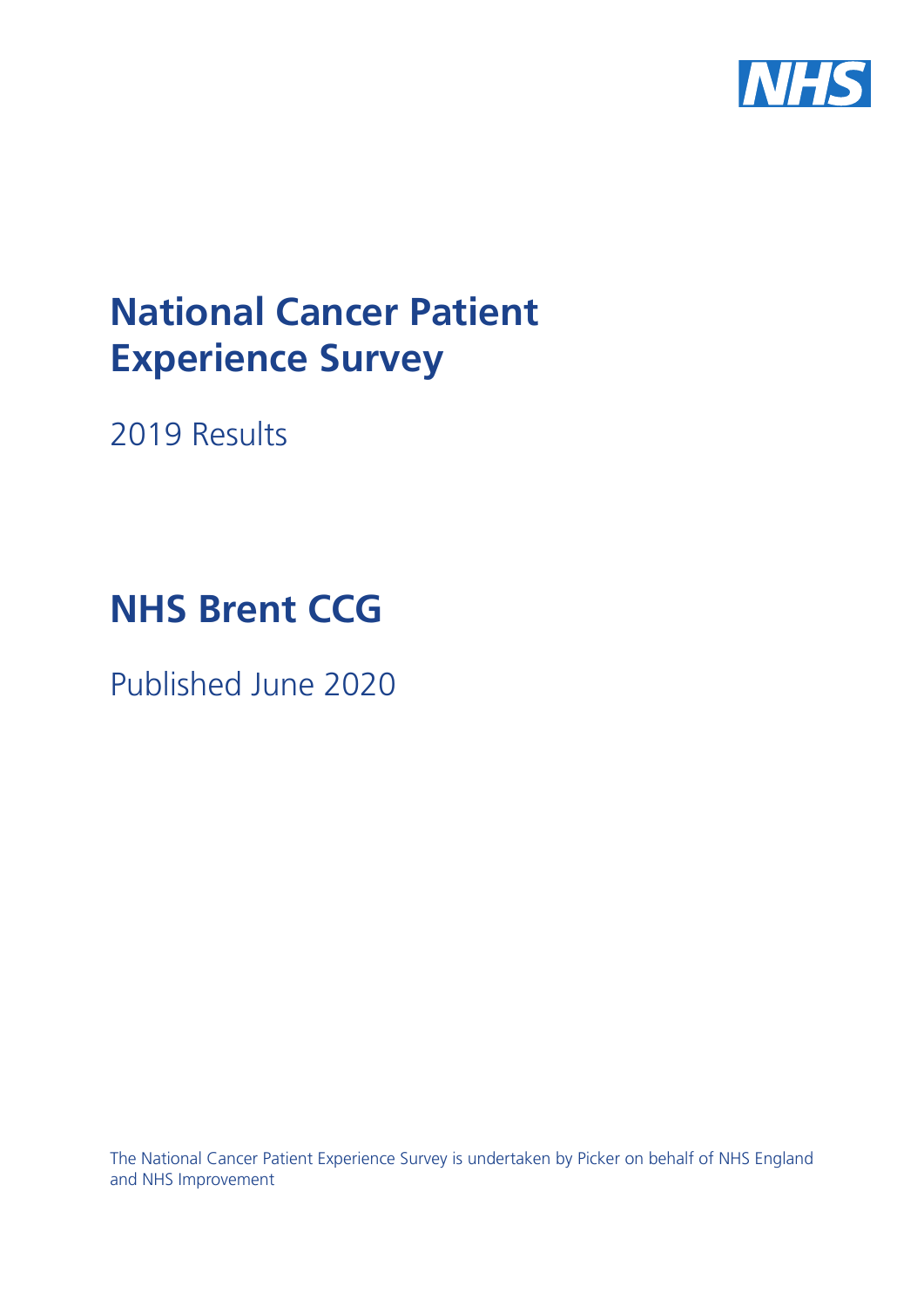# National Cancer Patient Experience Survey

2019 Results

# NHS Brent CCG

Published June 2020

The National Cancer Patient Experience Survey is undertaken by Picker on behalf of NHS England and NHS Improvement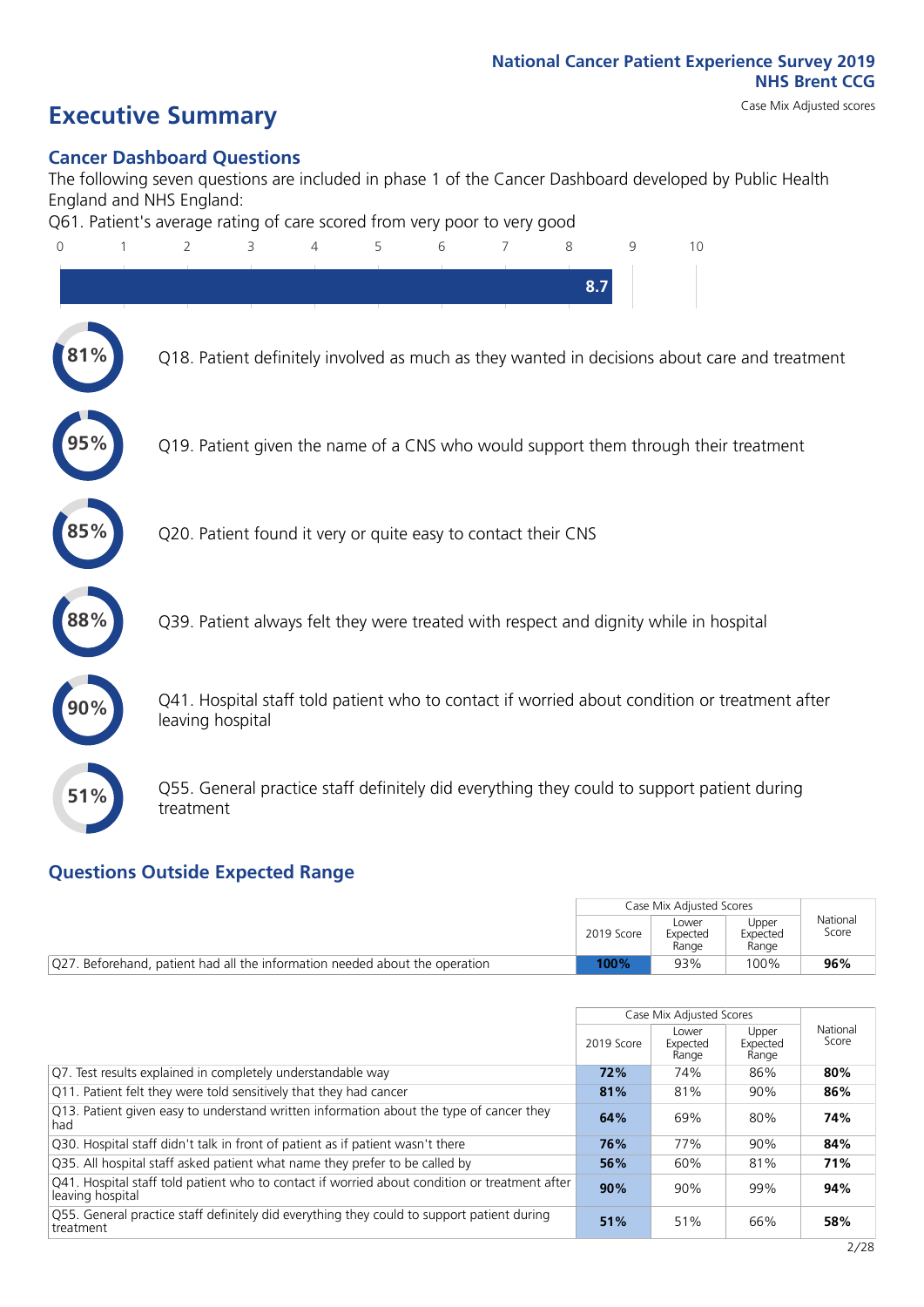National Cancer Patient Experience Survey 2019
NHS Brent CCG
Case Mix Adjusted scores

# Executive Summary

## Cancer Dashboard Questions

The following seven questions are included in phase 1 of the Cancer Dashboard developed by Public Health England and NHS England:

Q61. Patient's average rating of care scored from very poor to very good

8.7

81% Q18. Patient definitely involved as much as they wanted in decisions about care and treatment

95% Q19. Patient given the name of a CNS who would support them through their treatment

85% Q20. Patient found it very or quite easy to contact their CNS

88% Q39. Patient always felt they were treated with respect and dignity while in hospital

90% Q41. Hospital staff told patient who to contact if worried about condition or treatment after leaving hospital

51% Q55. General practice staff definitely did everything they could to support patient during treatment

## Questions Outside Expected Range

| | Case Mix Adjusted Scores | | | National Score |
|---|---|---|---|---|
| | 2019 Score | Lower Expected Range | Upper Expected Range | |
| Q27. Beforehand, patient had all the information needed about the operation | **100%** | 93% | 100% | **96%** |

| | Case Mix Adjusted Scores | | | National Score |
|---|---|---|---|---|
| | 2019 Score | Lower Expected Range | Upper Expected Range | |
| Q7. Test results explained in completely understandable way | **72%** | 74% | 86% | **80%** |
| Q11. Patient felt they were told sensitively that they had cancer | **81%** | 81% | 90% | **86%** |
| Q13. Patient given easy to understand written information about the type of cancer they had | **64%** | 69% | 80% | **74%** |
| Q30. Hospital staff didn't talk in front of patient as if patient wasn't there | **76%** | 77% | 90% | **84%** |
| Q35. All hospital staff asked patient what name they prefer to be called by | **56%** | 60% | 81% | **71%** |
| Q41. Hospital staff told patient who to contact if worried about condition or treatment after leaving hospital | **90%** | 90% | 99% | **94%** |
| Q55. General practice staff definitely did everything they could to support patient during treatment | **51%** | 51% | 66% | **58%** |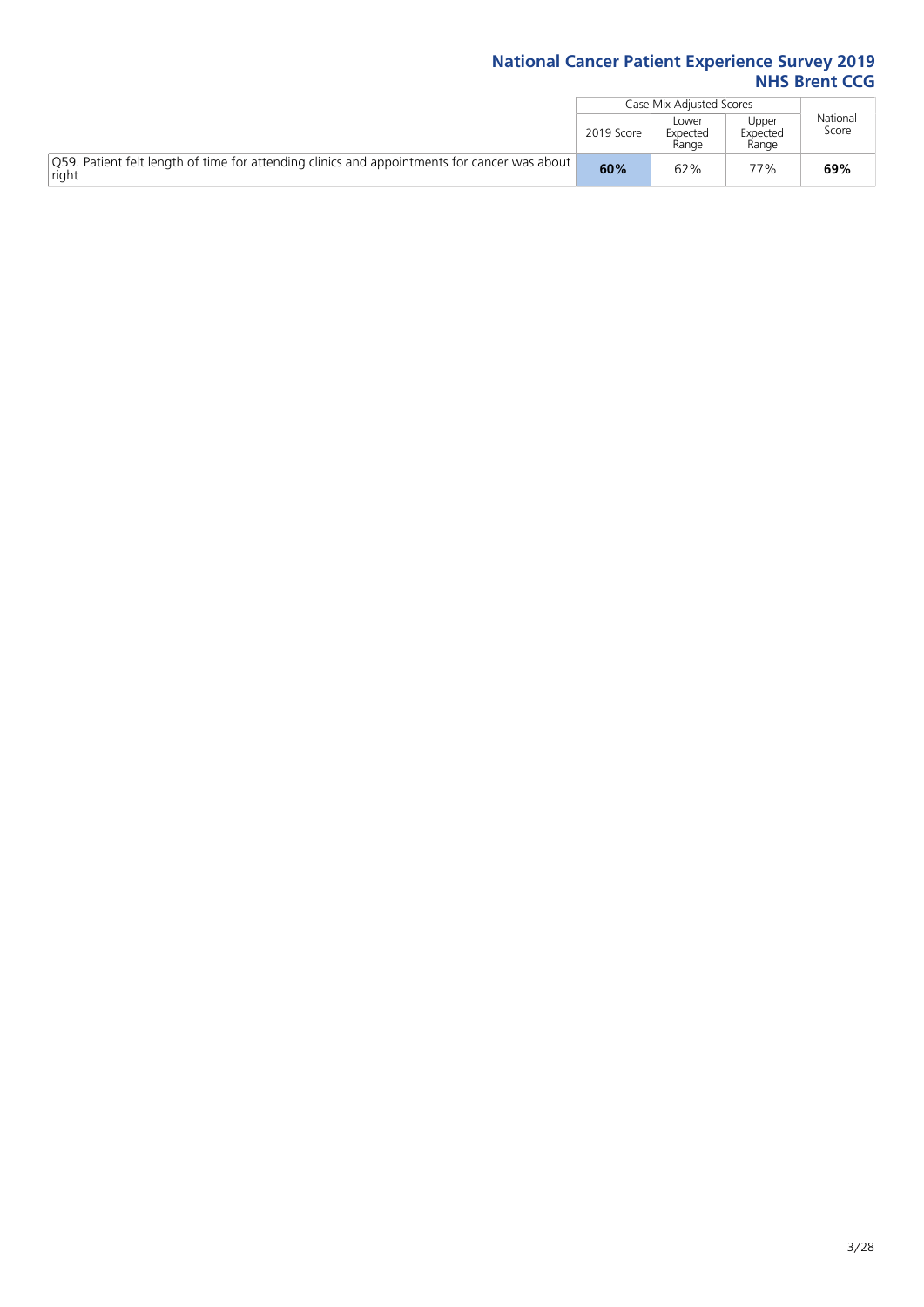| | Case Mix Adjusted Scores | | | National Score |
|---|---|---|---|---|
| | 2019 Score | Lower Expected Range | Upper Expected Range | |
| Q59. Patient felt length of time for attending clinics and appointments for cancer was about right | **60%** | 62% | 77% | **69%** |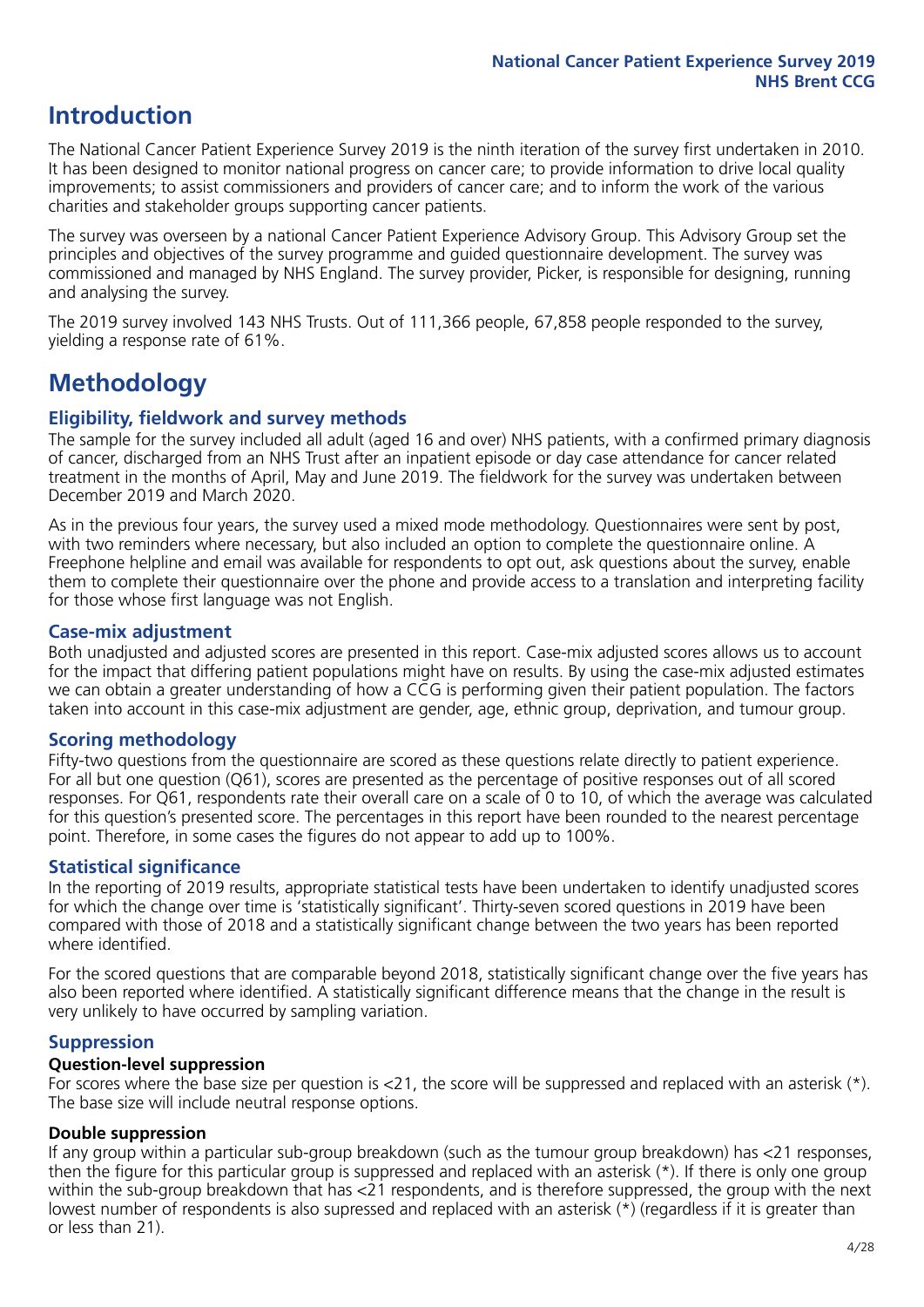# Introduction

The National Cancer Patient Experience Survey 2019 is the ninth iteration of the survey first undertaken in 2010. It has been designed to monitor national progress on cancer care; to provide information to drive local quality improvements; to assist commissioners and providers of cancer care; and to inform the work of the various charities and stakeholder groups supporting cancer patients.

The survey was overseen by a national Cancer Patient Experience Advisory Group. This Advisory Group set the principles and objectives of the survey programme and guided questionnaire development. The survey was commissioned and managed by NHS England. The survey provider, Picker, is responsible for designing, running and analysing the survey.

The 2019 survey involved 143 NHS Trusts. Out of 111,366 people, 67,858 people responded to the survey, yielding a response rate of 61%.

# Methodology

## Eligibility, fieldwork and survey methods

The sample for the survey included all adult (aged 16 and over) NHS patients, with a confirmed primary diagnosis of cancer, discharged from an NHS Trust after an inpatient episode or day case attendance for cancer related treatment in the months of April, May and June 2019. The fieldwork for the survey was undertaken between December 2019 and March 2020.

As in the previous four years, the survey used a mixed mode methodology. Questionnaires were sent by post, with two reminders where necessary, but also included an option to complete the questionnaire online. A Freephone helpline and email was available for respondents to opt out, ask questions about the survey, enable them to complete their questionnaire over the phone and provide access to a translation and interpreting facility for those whose first language was not English.

## Case-mix adjustment

Both unadjusted and adjusted scores are presented in this report. Case-mix adjusted scores allows us to account for the impact that differing patient populations might have on results. By using the case-mix adjusted estimates we can obtain a greater understanding of how a CCG is performing given their patient population. The factors taken into account in this case-mix adjustment are gender, age, ethnic group, deprivation, and tumour group.

## Scoring methodology

Fifty-two questions from the questionnaire are scored as these questions relate directly to patient experience. For all but one question (Q61), scores are presented as the percentage of positive responses out of all scored responses. For Q61, respondents rate their overall care on a scale of 0 to 10, of which the average was calculated for this question's presented score. The percentages in this report have been rounded to the nearest percentage point. Therefore, in some cases the figures do not appear to add up to 100%.

## Statistical significance

In the reporting of 2019 results, appropriate statistical tests have been undertaken to identify unadjusted scores for which the change over time is 'statistically significant'. Thirty-seven scored questions in 2019 have been compared with those of 2018 and a statistically significant change between the two years has been reported where identified.

For the scored questions that are comparable beyond 2018, statistically significant change over the five years has also been reported where identified. A statistically significant difference means that the change in the result is very unlikely to have occurred by sampling variation.

## Suppression

### Question-level suppression

For scores where the base size per question is <21, the score will be suppressed and replaced with an asterisk (*). The base size will include neutral response options.

### Double suppression

If any group within a particular sub-group breakdown (such as the tumour group breakdown) has <21 responses, then the figure for this particular group is suppressed and replaced with an asterisk (*). If there is only one group within the sub-group breakdown that has <21 respondents, and is therefore suppressed, the group with the next lowest number of respondents is also supressed and replaced with an asterisk (*) (regardless if it is greater than or less than 21).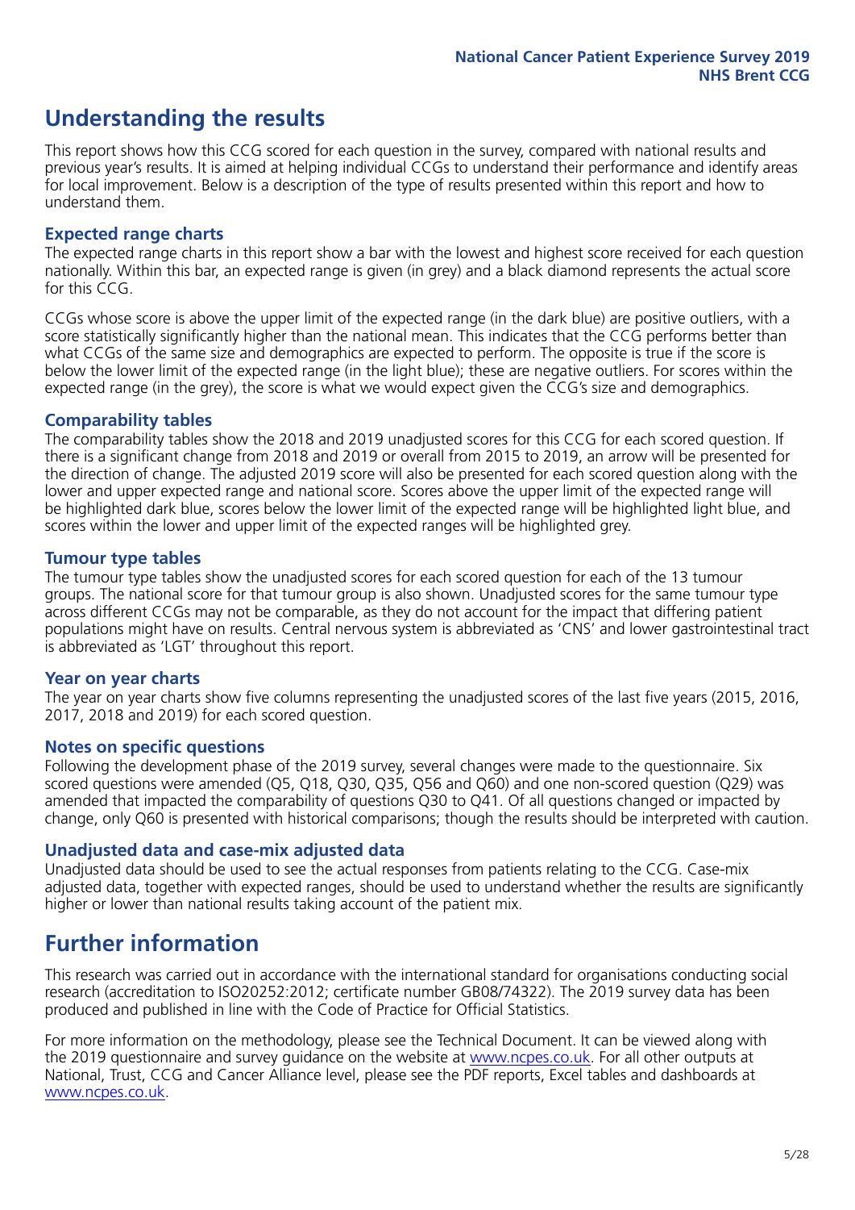# Understanding the results

This report shows how this CCG scored for each question in the survey, compared with national results and previous year's results. It is aimed at helping individual CCGs to understand their performance and identify areas for local improvement. Below is a description of the type of results presented within this report and how to understand them.

### Expected range charts

The expected range charts in this report show a bar with the lowest and highest score received for each question nationally. Within this bar, an expected range is given (in grey) and a black diamond represents the actual score for this CCG.

CCGs whose score is above the upper limit of the expected range (in the dark blue) are positive outliers, with a score statistically significantly higher than the national mean. This indicates that the CCG performs better than what CCGs of the same size and demographics are expected to perform. The opposite is true if the score is below the lower limit of the expected range (in the light blue); these are negative outliers. For scores within the expected range (in the grey), the score is what we would expect given the CCG's size and demographics.

### Comparability tables

The comparability tables show the 2018 and 2019 unadjusted scores for this CCG for each scored question. If there is a significant change from 2018 and 2019 or overall from 2015 to 2019, an arrow will be presented for the direction of change. The adjusted 2019 score will also be presented for each scored question along with the lower and upper expected range and national score. Scores above the upper limit of the expected range will be highlighted dark blue, scores below the lower limit of the expected range will be highlighted light blue, and scores within the lower and upper limit of the expected ranges will be highlighted grey.

### Tumour type tables

The tumour type tables show the unadjusted scores for each scored question for each of the 13 tumour groups. The national score for that tumour group is also shown. Unadjusted scores for the same tumour type across different CCGs may not be comparable, as they do not account for the impact that differing patient populations might have on results. Central nervous system is abbreviated as 'CNS' and lower gastrointestinal tract is abbreviated as 'LGT' throughout this report.

### Year on year charts

The year on year charts show five columns representing the unadjusted scores of the last five years (2015, 2016, 2017, 2018 and 2019) for each scored question.

### Notes on specific questions

Following the development phase of the 2019 survey, several changes were made to the questionnaire. Six scored questions were amended (Q5, Q18, Q30, Q35, Q56 and Q60) and one non-scored question (Q29) was amended that impacted the comparability of questions Q30 to Q41. Of all questions changed or impacted by change, only Q60 is presented with historical comparisons; though the results should be interpreted with caution.

### Unadjusted data and case-mix adjusted data

Unadjusted data should be used to see the actual responses from patients relating to the CCG. Case-mix adjusted data, together with expected ranges, should be used to understand whether the results are significantly higher or lower than national results taking account of the patient mix.

# Further information

This research was carried out in accordance with the international standard for organisations conducting social research (accreditation to ISO20252:2012; certificate number GB08/74322). The 2019 survey data has been produced and published in line with the Code of Practice for Official Statistics.

For more information on the methodology, please see the Technical Document. It can be viewed along with the 2019 questionnaire and survey guidance on the website at www.ncpes.co.uk. For all other outputs at National, Trust, CCG and Cancer Alliance level, please see the PDF reports, Excel tables and dashboards at www.ncpes.co.uk.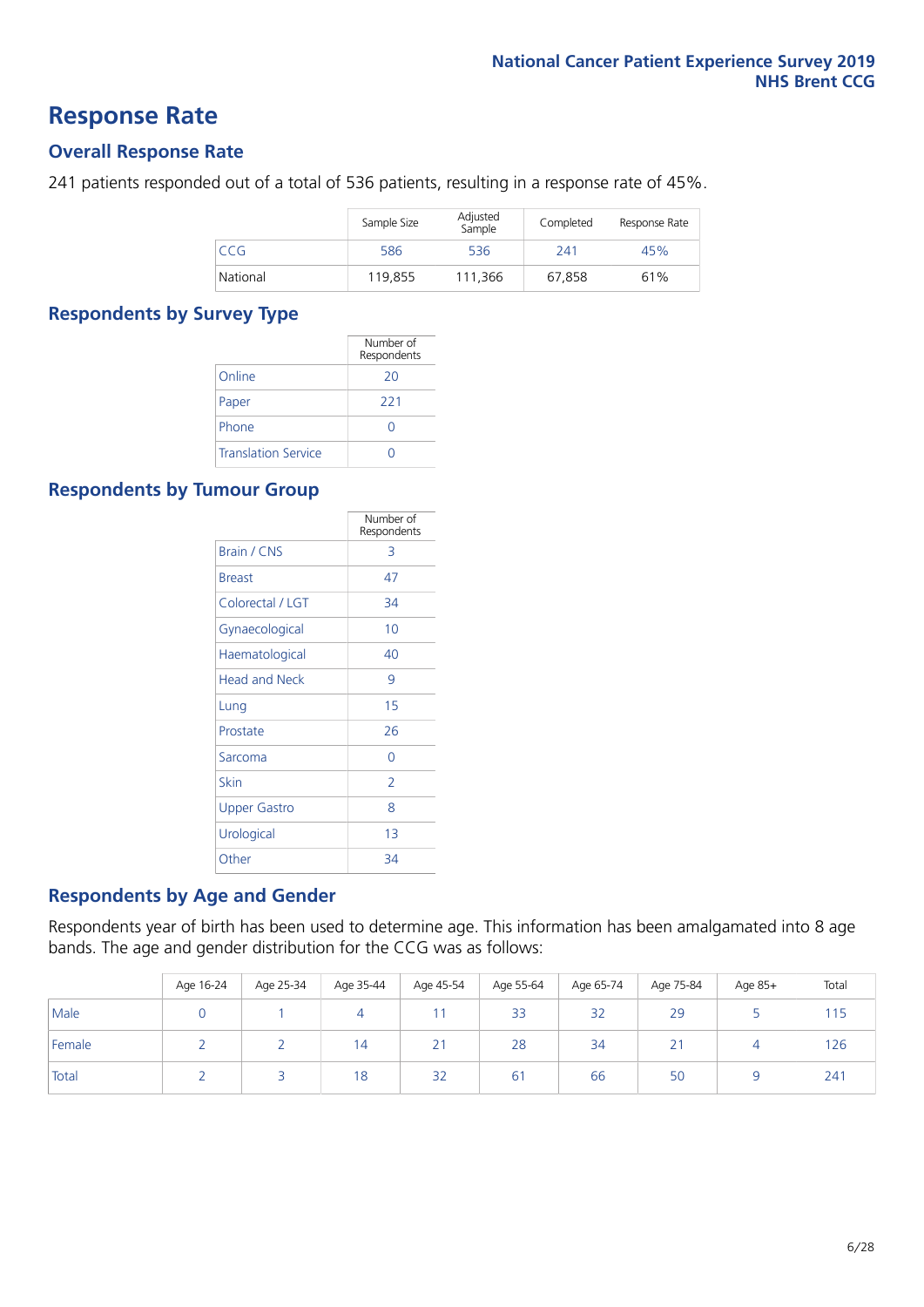# Response Rate

## Overall Response Rate

241 patients responded out of a total of 536 patients, resulting in a response rate of 45%.

| | Sample Size | Adjusted Sample | Completed | Response Rate |
|---|---|---|---|---|
| CCG | 586 | 536 | 241 | 45% |
| National | 119,855 | 111,366 | 67,858 | 61% |

## Respondents by Survey Type

| | Number of Respondents |
|---|---|
| Online | 20 |
| Paper | 221 |
| Phone | 0 |
| Translation Service | 0 |

## Respondents by Tumour Group

| | Number of Respondents |
|---|---|
| Brain / CNS | 3 |
| Breast | 47 |
| Colorectal / LGT | 34 |
| Gynaecological | 10 |
| Haematological | 40 |
| Head and Neck | 9 |
| Lung | 15 |
| Prostate | 26 |
| Sarcoma | 0 |
| Skin | 2 |
| Upper Gastro | 8 |
| Urological | 13 |
| Other | 34 |

## Respondents by Age and Gender

Respondents year of birth has been used to determine age. This information has been amalgamated into 8 age bands. The age and gender distribution for the CCG was as follows:

| | Age 16-24 | Age 25-34 | Age 35-44 | Age 45-54 | Age 55-64 | Age 65-74 | Age 75-84 | Age 85+ | Total |
|---|---|---|---|---|---|---|---|---|---|
| Male | 0 | 1 | 4 | 11 | 33 | 32 | 29 | 5 | 115 |
| Female | 2 | 2 | 14 | 21 | 28 | 34 | 21 | 4 | 126 |
| Total | 2 | 3 | 18 | 32 | 61 | 66 | 50 | 9 | 241 |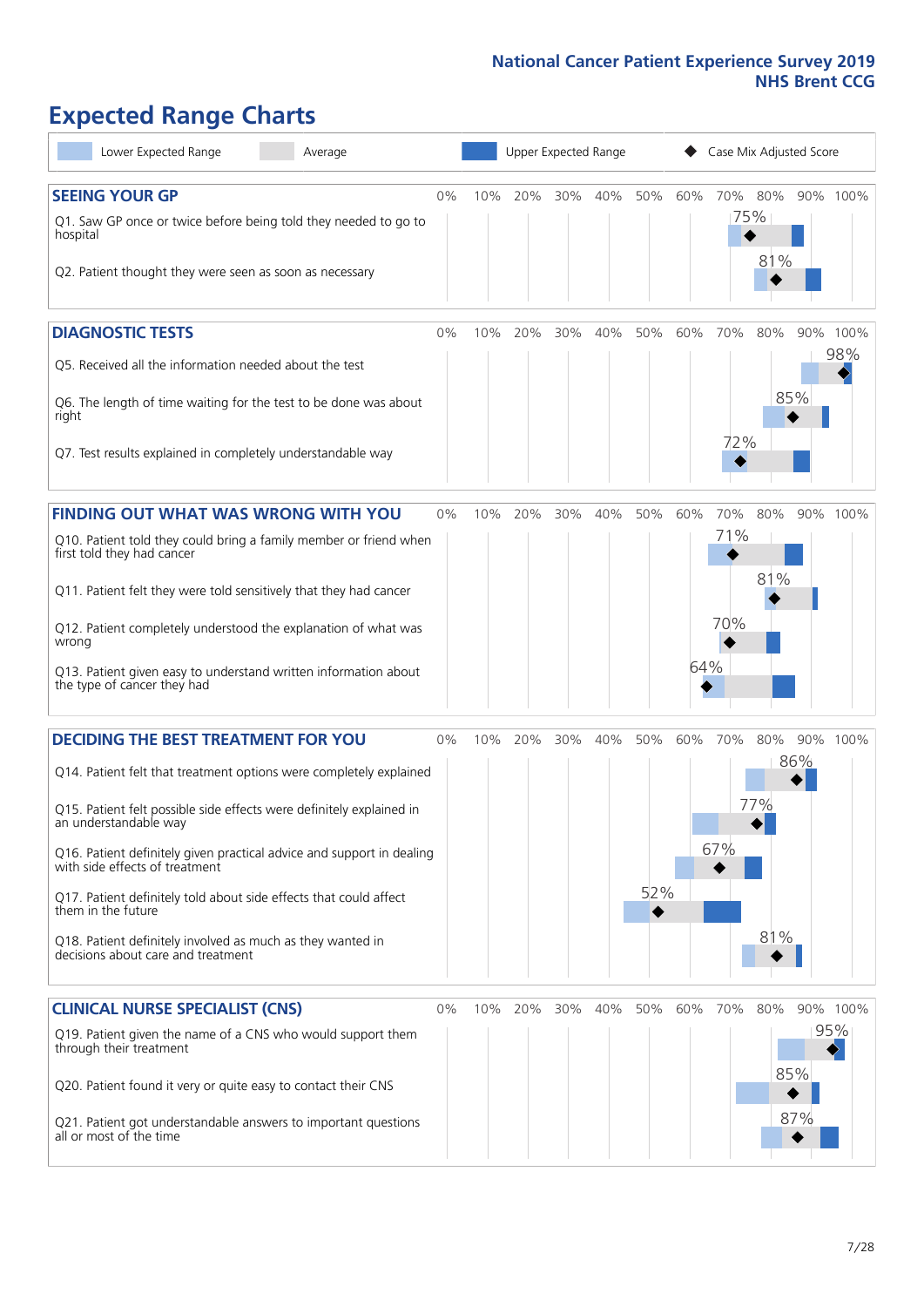# Expected Range Charts

Lower Expected Range | Average | Upper Expected Range | Case Mix Adjusted Score

## SEEING YOUR GP

| Question | Case Mix Adjusted Score |
|---|---|
| Q1. Saw GP once or twice before being told they needed to go to hospital | 75% |
| Q2. Patient thought they were seen as soon as necessary | 81% |

## DIAGNOSTIC TESTS

| Question | Case Mix Adjusted Score |
|---|---|
| Q5. Received all the information needed about the test | 98% |
| Q6. The length of time waiting for the test to be done was about right | 85% |
| Q7. Test results explained in completely understandable way | 72% |

## FINDING OUT WHAT WAS WRONG WITH YOU

| Question | Case Mix Adjusted Score |
|---|---|
| Q10. Patient told they could bring a family member or friend when first told they had cancer | 71% |
| Q11. Patient felt they were told sensitively that they had cancer | 81% |
| Q12. Patient completely understood the explanation of what was wrong | 70% |
| Q13. Patient given easy to understand written information about the type of cancer they had | 64% |

## DECIDING THE BEST TREATMENT FOR YOU

| Question | Case Mix Adjusted Score |
|---|---|
| Q14. Patient felt that treatment options were completely explained | 86% |
| Q15. Patient felt possible side effects were definitely explained in an understandable way | 77% |
| Q16. Patient definitely given practical advice and support in dealing with side effects of treatment | 67% |
| Q17. Patient definitely told about side effects that could affect them in the future | 52% |
| Q18. Patient definitely involved as much as they wanted in decisions about care and treatment | 81% |

## CLINICAL NURSE SPECIALIST (CNS)

| Question | Case Mix Adjusted Score |
|---|---|
| Q19. Patient given the name of a CNS who would support them through their treatment | 95% |
| Q20. Patient found it very or quite easy to contact their CNS | 85% |
| Q21. Patient got understandable answers to important questions all or most of the time | 87% |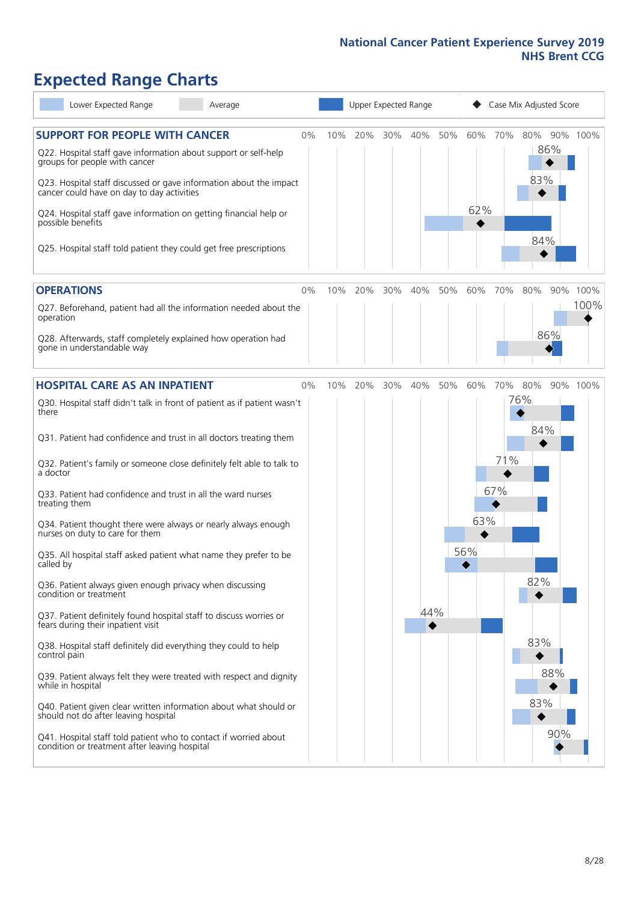# Expected Range Charts

Lower Expected Range | Average | Upper Expected Range | Case Mix Adjusted Score

## SUPPORT FOR PEOPLE WITH CANCER

| Question | Case Mix Adjusted Score |
| --- | --- |
| Q22. Hospital staff gave information about support or self-help groups for people with cancer | 86% |
| Q23. Hospital staff discussed or gave information about the impact cancer could have on day to day activities | 83% |
| Q24. Hospital staff gave information on getting financial help or possible benefits | 62% |
| Q25. Hospital staff told patient they could get free prescriptions | 84% |

## OPERATIONS

| Question | Case Mix Adjusted Score |
| --- | --- |
| Q27. Beforehand, patient had all the information needed about the operation | 100% |
| Q28. Afterwards, staff completely explained how operation had gone in understandable way | 86% |

## HOSPITAL CARE AS AN INPATIENT

| Question | Case Mix Adjusted Score |
| --- | --- |
| Q30. Hospital staff didn't talk in front of patient as if patient wasn't there | 76% |
| Q31. Patient had confidence and trust in all doctors treating them | 84% |
| Q32. Patient's family or someone close definitely felt able to talk to a doctor | 71% |
| Q33. Patient had confidence and trust in all the ward nurses treating them | 67% |
| Q34. Patient thought there were always or nearly always enough nurses on duty to care for them | 63% |
| Q35. All hospital staff asked patient what name they prefer to be called by | 56% |
| Q36. Patient always given enough privacy when discussing condition or treatment | 82% |
| Q37. Patient definitely found hospital staff to discuss worries or fears during their inpatient visit | 44% |
| Q38. Hospital staff definitely did everything they could to help control pain | 83% |
| Q39. Patient always felt they were treated with respect and dignity while in hospital | 88% |
| Q40. Patient given clear written information about what should or should not do after leaving hospital | 83% |
| Q41. Hospital staff told patient who to contact if worried about condition or treatment after leaving hospital | 90% |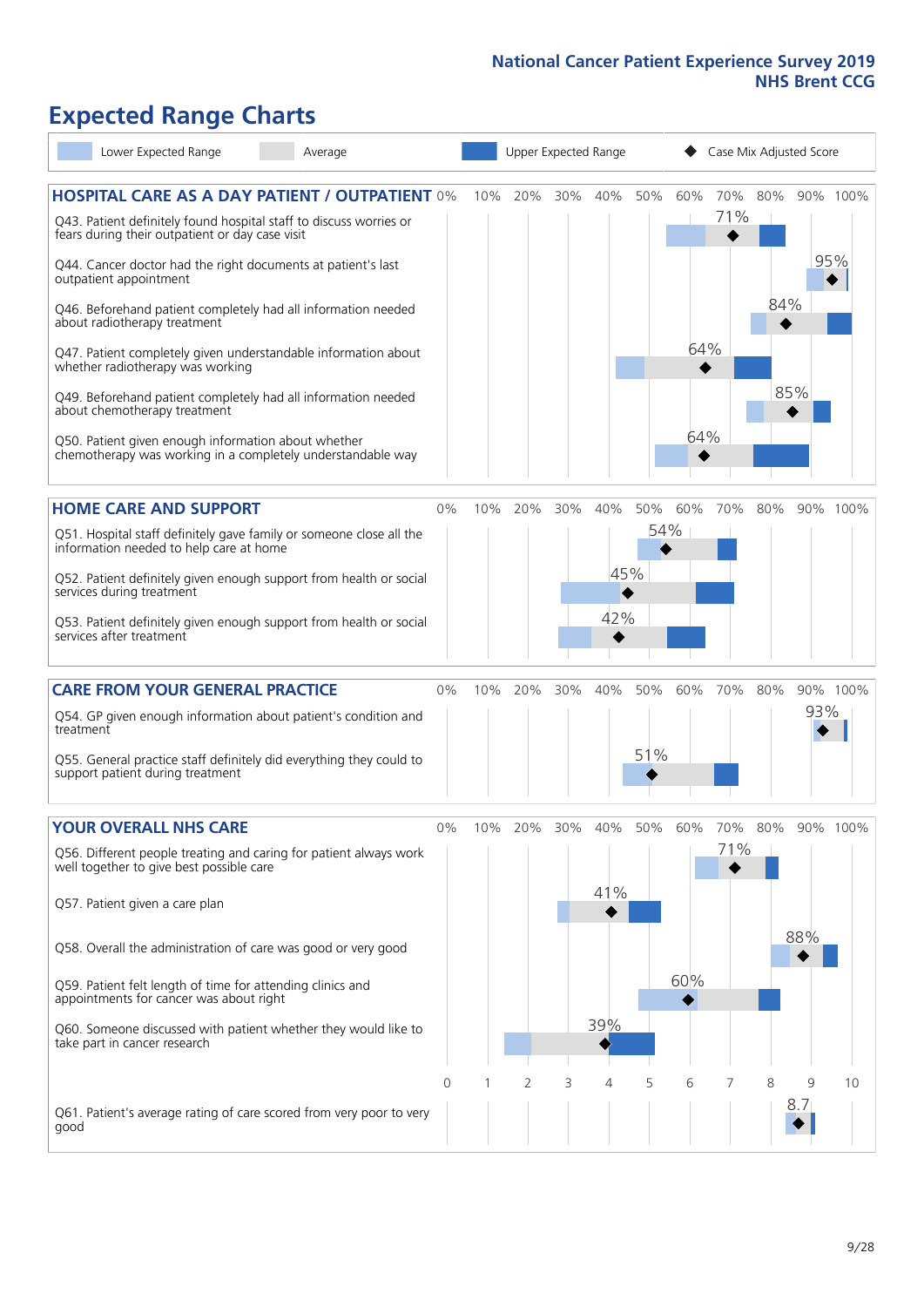# Expected Range Charts

Lower Expected Range | Average | Upper Expected Range | ◆ Case Mix Adjusted Score

## HOSPITAL CARE AS A DAY PATIENT / OUTPATIENT

| Question | Case Mix Adjusted Score |
|---|---|
| Q43. Patient definitely found hospital staff to discuss worries or fears during their outpatient or day case visit | 71% |
| Q44. Cancer doctor had the right documents at patient's last outpatient appointment | 95% |
| Q46. Beforehand patient completely had all information needed about radiotherapy treatment | 84% |
| Q47. Patient completely given understandable information about whether radiotherapy was working | 64% |
| Q49. Beforehand patient completely had all information needed about chemotherapy treatment | 85% |
| Q50. Patient given enough information about whether chemotherapy was working in a completely understandable way | 64% |

## HOME CARE AND SUPPORT

| Question | Case Mix Adjusted Score |
|---|---|
| Q51. Hospital staff definitely gave family or someone close all the information needed to help care at home | 54% |
| Q52. Patient definitely given enough support from health or social services during treatment | 45% |
| Q53. Patient definitely given enough support from health or social services after treatment | 42% |

## CARE FROM YOUR GENERAL PRACTICE

| Question | Case Mix Adjusted Score |
|---|---|
| Q54. GP given enough information about patient's condition and treatment | 93% |
| Q55. General practice staff definitely did everything they could to support patient during treatment | 51% |

## YOUR OVERALL NHS CARE

| Question | Case Mix Adjusted Score |
|---|---|
| Q56. Different people treating and caring for patient always work well together to give best possible care | 71% |
| Q57. Patient given a care plan | 41% |
| Q58. Overall the administration of care was good or very good | 88% |
| Q59. Patient felt length of time for attending clinics and appointments for cancer was about right | 60% |
| Q60. Someone discussed with patient whether they would like to take part in cancer research | 39% |
| Q61. Patient's average rating of care scored from very poor to very good | 8.7 |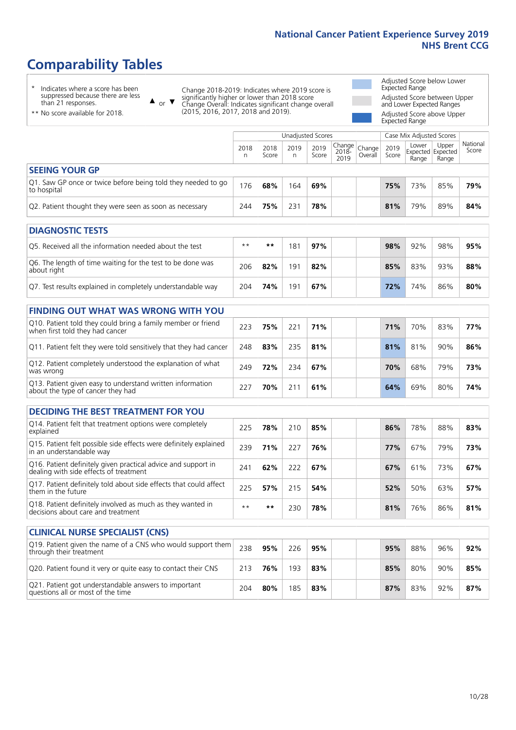# Comparability Tables

\* Indicates where a score has been suppressed because there are less than 21 responses.

\*\* No score available for 2018.

▲ or ▼ Change 2018-2019: Indicates where 2019 score is significantly higher or lower than 2018 score. Change Overall: Indicates significant change overall (2015, 2016, 2017, 2018 and 2019).

Adjusted Score below Lower Expected Range

Adjusted Score between Upper and Lower Expected Ranges

Adjusted Score above Upper Expected Range

| | Unadjusted Scores | | | | | | Case Mix Adjusted Scores | | | |
|---|---|---|---|---|---|---|---|---|---|---|
| | 2018 n | 2018 Score | 2019 n | 2019 Score | Change 2018-2019 | Change Overall | 2019 Score | Lower Expected Range | Upper Expected Range | National Score |
| **SEEING YOUR GP** | | | | | | | | | | |
| Q1. Saw GP once or twice before being told they needed to go to hospital | 176 | **68%** | 164 | **69%** | | | **75%** | 73% | 85% | **79%** |
| Q2. Patient thought they were seen as soon as necessary | 244 | **75%** | 231 | **78%** | | | **81%** | 79% | 89% | **84%** |
| **DIAGNOSTIC TESTS** | | | | | | | | | | |
| Q5. Received all the information needed about the test | ** | ** | 181 | **97%** | | | **98%** | 92% | 98% | **95%** |
| Q6. The length of time waiting for the test to be done was about right | 206 | **82%** | 191 | **82%** | | | **85%** | 83% | 93% | **88%** |
| Q7. Test results explained in completely understandable way | 204 | **74%** | 191 | **67%** | | | **72%** | 74% | 86% | **80%** |
| **FINDING OUT WHAT WAS WRONG WITH YOU** | | | | | | | | | | |
| Q10. Patient told they could bring a family member or friend when first told they had cancer | 223 | **75%** | 221 | **71%** | | | **71%** | 70% | 83% | **77%** |
| Q11. Patient felt they were told sensitively that they had cancer | 248 | **83%** | 235 | **81%** | | | **81%** | 81% | 90% | **86%** |
| Q12. Patient completely understood the explanation of what was wrong | 249 | **72%** | 234 | **67%** | | | **70%** | 68% | 79% | **73%** |
| Q13. Patient given easy to understand written information about the type of cancer they had | 227 | **70%** | 211 | **61%** | | | **64%** | 69% | 80% | **74%** |
| **DECIDING THE BEST TREATMENT FOR YOU** | | | | | | | | | | |
| Q14. Patient felt that treatment options were completely explained | 225 | **78%** | 210 | **85%** | | | **86%** | 78% | 88% | **83%** |
| Q15. Patient felt possible side effects were definitely explained in an understandable way | 239 | **71%** | 227 | **76%** | | | **77%** | 67% | 79% | **73%** |
| Q16. Patient definitely given practical advice and support in dealing with side effects of treatment | 241 | **62%** | 222 | **67%** | | | **67%** | 61% | 73% | **67%** |
| Q17. Patient definitely told about side effects that could affect them in the future | 225 | **57%** | 215 | **54%** | | | **52%** | 50% | 63% | **57%** |
| Q18. Patient definitely involved as much as they wanted in decisions about care and treatment | ** | ** | 230 | **78%** | | | **81%** | 76% | 86% | **81%** |
| **CLINICAL NURSE SPECIALIST (CNS)** | | | | | | | | | | |
| Q19. Patient given the name of a CNS who would support them through their treatment | 238 | **95%** | 226 | **95%** | | | **95%** | 88% | 96% | **92%** |
| Q20. Patient found it very or quite easy to contact their CNS | 213 | **76%** | 193 | **83%** | | | **85%** | 80% | 90% | **85%** |
| Q21. Patient got understandable answers to important questions all or most of the time | 204 | **80%** | 185 | **83%** | | | **87%** | 83% | 92% | **87%** |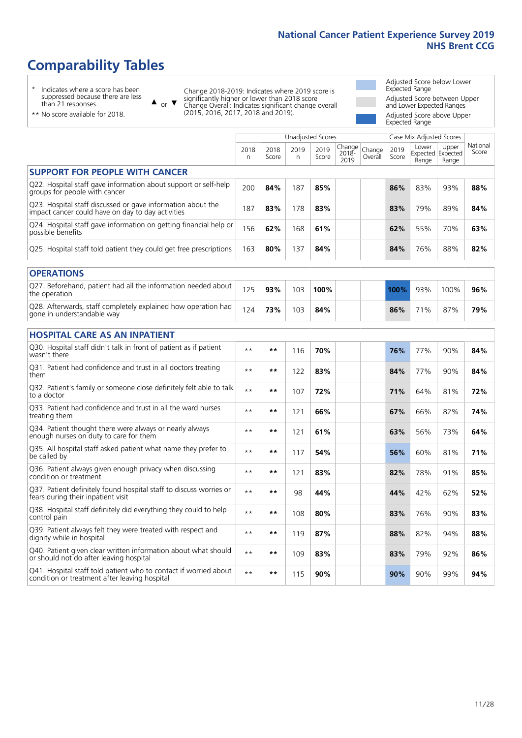# Comparability Tables

- \* Indicates where a score has been suppressed because there are less than 21 responses.
- \*\* No score available for 2018.

▲ or ▼ Change 2018-2019: Indicates where 2019 score is significantly higher or lower than 2018 score. Change Overall: Indicates significant change overall (2015, 2016, 2017, 2018 and 2019).

- Adjusted Score below Lower Expected Range
- Adjusted Score between Upper and Lower Expected Ranges
- Adjusted Score above Upper Expected Range

| | Unadjusted Scores | | | | | | Case Mix Adjusted Scores | | | |
|---|---|---|---|---|---|---|---|---|---|---|
| | 2018 n | 2018 Score | 2019 n | 2019 Score | Change 2018-2019 | Change Overall | 2019 Score | Lower Expected Range | Upper Expected Range | National Score |
| **SUPPORT FOR PEOPLE WITH CANCER** | | | | | | | | | | |
| Q22. Hospital staff gave information about support or self-help groups for people with cancer | 200 | **84%** | 187 | **85%** | | | **86%** | 83% | 93% | **88%** |
| Q23. Hospital staff discussed or gave information about the impact cancer could have on day to day activities | 187 | **83%** | 178 | **83%** | | | **83%** | 79% | 89% | **84%** |
| Q24. Hospital staff gave information on getting financial help or possible benefits | 156 | **62%** | 168 | **61%** | | | **62%** | 55% | 70% | **63%** |
| Q25. Hospital staff told patient they could get free prescriptions | 163 | **80%** | 137 | **84%** | | | **84%** | 76% | 88% | **82%** |
| **OPERATIONS** | | | | | | | | | | |
| Q27. Beforehand, patient had all the information needed about the operation | 125 | **93%** | 103 | **100%** | | | **100%** | 93% | 100% | **96%** |
| Q28. Afterwards, staff completely explained how operation had gone in understandable way | 124 | **73%** | 103 | **84%** | | | **86%** | 71% | 87% | **79%** |
| **HOSPITAL CARE AS AN INPATIENT** | | | | | | | | | | |
| Q30. Hospital staff didn't talk in front of patient as if patient wasn't there | ** | ** | 116 | **70%** | | | **76%** | 77% | 90% | **84%** |
| Q31. Patient had confidence and trust in all doctors treating them | ** | ** | 122 | **83%** | | | **84%** | 77% | 90% | **84%** |
| Q32. Patient's family or someone close definitely felt able to talk to a doctor | ** | ** | 107 | **72%** | | | **71%** | 64% | 81% | **72%** |
| Q33. Patient had confidence and trust in all the ward nurses treating them | ** | ** | 121 | **66%** | | | **67%** | 66% | 82% | **74%** |
| Q34. Patient thought there were always or nearly always enough nurses on duty to care for them | ** | ** | 121 | **61%** | | | **63%** | 56% | 73% | **64%** |
| Q35. All hospital staff asked patient what name they prefer to be called by | ** | ** | 117 | **54%** | | | **56%** | 60% | 81% | **71%** |
| Q36. Patient always given enough privacy when discussing condition or treatment | ** | ** | 121 | **83%** | | | **82%** | 78% | 91% | **85%** |
| Q37. Patient definitely found hospital staff to discuss worries or fears during their inpatient visit | ** | ** | 98 | **44%** | | | **44%** | 42% | 62% | **52%** |
| Q38. Hospital staff definitely did everything they could to help control pain | ** | ** | 108 | **80%** | | | **83%** | 76% | 90% | **83%** |
| Q39. Patient always felt they were treated with respect and dignity while in hospital | ** | ** | 119 | **87%** | | | **88%** | 82% | 94% | **88%** |
| Q40. Patient given clear written information about what should or should not do after leaving hospital | ** | ** | 109 | **83%** | | | **83%** | 79% | 92% | **86%** |
| Q41. Hospital staff told patient who to contact if worried about condition or treatment after leaving hospital | ** | ** | 115 | **90%** | | | **90%** | 90% | 99% | **94%** |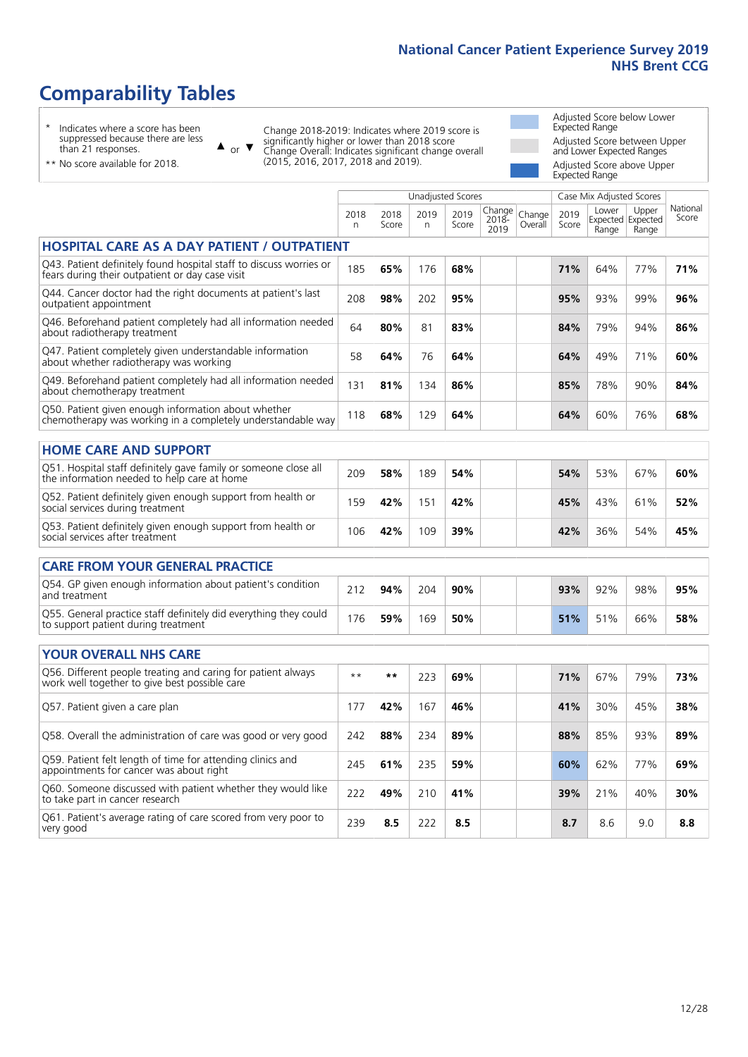# Comparability Tables

- \* Indicates where a score has been suppressed because there are less than 21 responses.
- \*\* No score available for 2018.

▲ or ▼ Change 2018-2019: Indicates where 2019 score is significantly higher or lower than 2018 score. Change Overall: Indicates significant change overall (2015, 2016, 2017, 2018 and 2019).

- Adjusted Score below Lower Expected Range
- Adjusted Score between Upper and Lower Expected Ranges
- Adjusted Score above Upper Expected Range

| | Unadjusted Scores | | | | | | Case Mix Adjusted Scores | | | |
|---|---|---|---|---|---|---|---|---|---|---|
| | 2018 n | 2018 Score | 2019 n | 2019 Score | Change 2018-2019 | Change Overall | 2019 Score | Lower Expected Range | Upper Expected Range | National Score |
| **HOSPITAL CARE AS A DAY PATIENT / OUTPATIENT** | | | | | | | | | | |
| Q43. Patient definitely found hospital staff to discuss worries or fears during their outpatient or day case visit | 185 | **65%** | 176 | **68%** | | | **71%** | 64% | 77% | **71%** |
| Q44. Cancer doctor had the right documents at patient's last outpatient appointment | 208 | **98%** | 202 | **95%** | | | **95%** | 93% | 99% | **96%** |
| Q46. Beforehand patient completely had all information needed about radiotherapy treatment | 64 | **80%** | 81 | **83%** | | | **84%** | 79% | 94% | **86%** |
| Q47. Patient completely given understandable information about whether radiotherapy was working | 58 | **64%** | 76 | **64%** | | | **64%** | 49% | 71% | **60%** |
| Q49. Beforehand patient completely had all information needed about chemotherapy treatment | 131 | **81%** | 134 | **86%** | | | **85%** | 78% | 90% | **84%** |
| Q50. Patient given enough information about whether chemotherapy was working in a completely understandable way | 118 | **68%** | 129 | **64%** | | | **64%** | 60% | 76% | **68%** |
| **HOME CARE AND SUPPORT** | | | | | | | | | | |
| Q51. Hospital staff definitely gave family or someone close all the information needed to help care at home | 209 | **58%** | 189 | **54%** | | | **54%** | 53% | 67% | **60%** |
| Q52. Patient definitely given enough support from health or social services during treatment | 159 | **42%** | 151 | **42%** | | | **45%** | 43% | 61% | **52%** |
| Q53. Patient definitely given enough support from health or social services after treatment | 106 | **42%** | 109 | **39%** | | | **42%** | 36% | 54% | **45%** |
| **CARE FROM YOUR GENERAL PRACTICE** | | | | | | | | | | |
| Q54. GP given enough information about patient's condition and treatment | 212 | **94%** | 204 | **90%** | | | **93%** | 92% | 98% | **95%** |
| Q55. General practice staff definitely did everything they could to support patient during treatment | 176 | **59%** | 169 | **50%** | | | **51%** | 51% | 66% | **58%** |
| **YOUR OVERALL NHS CARE** | | | | | | | | | | |
| Q56. Different people treating and caring for patient always work well together to give best possible care | ** | ** | 223 | **69%** | | | **71%** | 67% | 79% | **73%** |
| Q57. Patient given a care plan | 177 | **42%** | 167 | **46%** | | | **41%** | 30% | 45% | **38%** |
| Q58. Overall the administration of care was good or very good | 242 | **88%** | 234 | **89%** | | | **88%** | 85% | 93% | **89%** |
| Q59. Patient felt length of time for attending clinics and appointments for cancer was about right | 245 | **61%** | 235 | **59%** | | | **60%** | 62% | 77% | **69%** |
| Q60. Someone discussed with patient whether they would like to take part in cancer research | 222 | **49%** | 210 | **41%** | | | **39%** | 21% | 40% | **30%** |
| Q61. Patient's average rating of care scored from very poor to very good | 239 | **8.5** | 222 | **8.5** | | | **8.7** | 8.6 | 9.0 | **8.8** |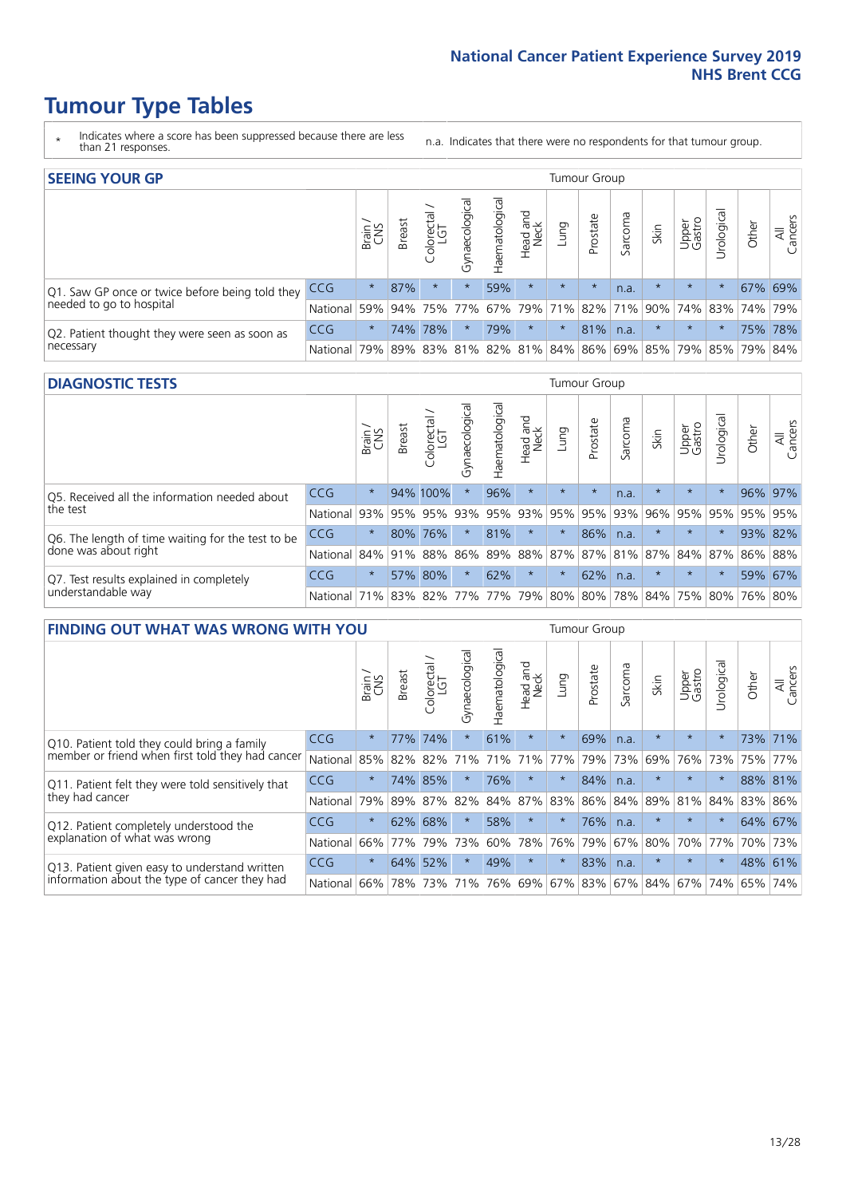# Tumour Type Tables

\* Indicates where a score has been suppressed because there are less than 21 responses.

n.a. Indicates that there were no respondents for that tumour group.

## SEEING YOUR GP

| | | Brain / CNS | Breast | Colorectal / LGT | Gynaecological | Haematological | Head and Neck | Lung | Prostate | Sarcoma | Skin | Upper Gastro | Urological | Other | All Cancers |
|---|---|---|---|---|---|---|---|---|---|---|---|---|---|---|---|
| Q1. Saw GP once or twice before being told they needed to go to hospital | CCG | * | 87% | * | * | 59% | * | * | * | n.a. | * | * | * | 67% | 69% |
| | National | 59% | 94% | 75% | 77% | 67% | 79% | 71% | 82% | 71% | 90% | 74% | 83% | 74% | 79% |
| Q2. Patient thought they were seen as soon as necessary | CCG | * | 74% | 78% | * | 79% | * | * | 81% | n.a. | * | * | * | 75% | 78% |
| | National | 79% | 89% | 83% | 81% | 82% | 81% | 84% | 86% | 69% | 85% | 79% | 85% | 79% | 84% |

## DIAGNOSTIC TESTS

| | | Brain / CNS | Breast | Colorectal / LGT | Gynaecological | Haematological | Head and Neck | Lung | Prostate | Sarcoma | Skin | Upper Gastro | Urological | Other | All Cancers |
|---|---|---|---|---|---|---|---|---|---|---|---|---|---|---|---|
| Q5. Received all the information needed about the test | CCG | * | 94% | 100% | * | 96% | * | * | * | n.a. | * | * | * | 96% | 97% |
| | National | 93% | 95% | 95% | 93% | 95% | 93% | 95% | 95% | 93% | 96% | 95% | 95% | 95% | 95% |
| Q6. The length of time waiting for the test to be done was about right | CCG | * | 80% | 76% | * | 81% | * | * | 86% | n.a. | * | * | * | 93% | 82% |
| | National | 84% | 91% | 88% | 86% | 89% | 88% | 87% | 87% | 81% | 87% | 84% | 87% | 86% | 88% |
| Q7. Test results explained in completely understandable way | CCG | * | 57% | 80% | * | 62% | * | * | 62% | n.a. | * | * | * | 59% | 67% |
| | National | 71% | 83% | 82% | 77% | 77% | 79% | 80% | 80% | 78% | 84% | 75% | 80% | 76% | 80% |

## FINDING OUT WHAT WAS WRONG WITH YOU

| | | Brain / CNS | Breast | Colorectal / LGT | Gynaecological | Haematological | Head and Neck | Lung | Prostate | Sarcoma | Skin | Upper Gastro | Urological | Other | All Cancers |
|---|---|---|---|---|---|---|---|---|---|---|---|---|---|---|---|
| Q10. Patient told they could bring a family member or friend when first told they had cancer | CCG | * | 77% | 74% | * | 61% | * | * | 69% | n.a. | * | * | * | 73% | 71% |
| | National | 85% | 82% | 82% | 71% | 71% | 71% | 77% | 79% | 73% | 69% | 76% | 73% | 75% | 77% |
| Q11. Patient felt they were told sensitively that they had cancer | CCG | * | 74% | 85% | * | 76% | * | * | 84% | n.a. | * | * | * | 88% | 81% |
| | National | 79% | 89% | 87% | 82% | 84% | 87% | 83% | 86% | 84% | 89% | 81% | 84% | 83% | 86% |
| Q12. Patient completely understood the explanation of what was wrong | CCG | * | 62% | 68% | * | 58% | * | * | 76% | n.a. | * | * | * | 64% | 67% |
| | National | 66% | 77% | 79% | 73% | 60% | 78% | 76% | 79% | 67% | 80% | 70% | 77% | 70% | 73% |
| Q13. Patient given easy to understand written information about the type of cancer they had | CCG | * | 64% | 52% | * | 49% | * | * | 83% | n.a. | * | * | * | 48% | 61% |
| | National | 66% | 78% | 73% | 71% | 76% | 69% | 67% | 83% | 67% | 84% | 67% | 74% | 65% | 74% |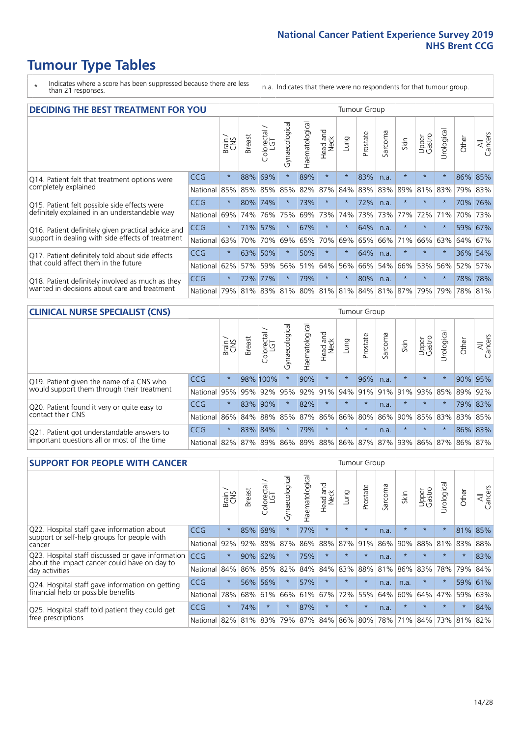# Tumour Type Tables

\* Indicates where a score has been suppressed because there are less than 21 responses.

n.a. Indicates that there were no respondents for that tumour group.

## DECIDING THE BEST TREATMENT FOR YOU

| | | Brain / CNS | Breast | Colorectal / LGT | Gynaecological | Haematological | Head and Neck | Lung | Prostate | Sarcoma | Skin | Upper Gastro | Urological | Other | All Cancers |
|---|---|---|---|---|---|---|---|---|---|---|---|---|---|---|---|
| Q14. Patient felt that treatment options were completely explained | CCG | * | 88% | 69% | * | 89% | * | * | 83% | n.a. | * | * | * | 86% | 85% |
| | National | 85% | 85% | 85% | 85% | 82% | 87% | 84% | 83% | 83% | 89% | 81% | 83% | 79% | 83% |
| Q15. Patient felt possible side effects were definitely explained in an understandable way | CCG | * | 80% | 74% | * | 73% | * | * | 72% | n.a. | * | * | * | 70% | 76% |
| | National | 69% | 74% | 76% | 75% | 69% | 73% | 74% | 73% | 73% | 77% | 72% | 71% | 70% | 73% |
| Q16. Patient definitely given practical advice and support in dealing with side effects of treatment | CCG | * | 71% | 57% | * | 67% | * | * | 64% | n.a. | * | * | * | 59% | 67% |
| | National | 63% | 70% | 70% | 69% | 65% | 70% | 69% | 65% | 66% | 71% | 66% | 63% | 64% | 67% |
| Q17. Patient definitely told about side effects that could affect them in the future | CCG | * | 63% | 50% | * | 50% | * | * | 64% | n.a. | * | * | * | 36% | 54% |
| | National | 62% | 57% | 59% | 56% | 51% | 64% | 56% | 66% | 54% | 66% | 53% | 56% | 52% | 57% |
| Q18. Patient definitely involved as much as they wanted in decisions about care and treatment | CCG | * | 72% | 77% | * | 79% | * | * | 80% | n.a. | * | * | * | 78% | 78% |
| | National | 79% | 81% | 83% | 81% | 80% | 81% | 81% | 84% | 81% | 87% | 79% | 79% | 78% | 81% |

## CLINICAL NURSE SPECIALIST (CNS)

| | | Brain / CNS | Breast | Colorectal / LGT | Gynaecological | Haematological | Head and Neck | Lung | Prostate | Sarcoma | Skin | Upper Gastro | Urological | Other | All Cancers |
|---|---|---|---|---|---|---|---|---|---|---|---|---|---|---|---|
| Q19. Patient given the name of a CNS who would support them through their treatment | CCG | * | 98% | 100% | * | 90% | * | * | 96% | n.a. | * | * | * | 90% | 95% |
| | National | 95% | 95% | 92% | 95% | 92% | 91% | 94% | 91% | 91% | 91% | 93% | 85% | 89% | 92% |
| Q20. Patient found it very or quite easy to contact their CNS | CCG | * | 83% | 90% | * | 82% | * | * | * | n.a. | * | * | * | 79% | 83% |
| | National | 86% | 84% | 88% | 85% | 87% | 86% | 86% | 80% | 86% | 90% | 85% | 83% | 83% | 85% |
| Q21. Patient got understandable answers to important questions all or most of the time | CCG | * | 83% | 84% | * | 79% | * | * | * | n.a. | * | * | * | 86% | 83% |
| | National | 82% | 87% | 89% | 86% | 89% | 88% | 86% | 87% | 87% | 93% | 86% | 87% | 86% | 87% |

## SUPPORT FOR PEOPLE WITH CANCER

| | | Brain / CNS | Breast | Colorectal / LGT | Gynaecological | Haematological | Head and Neck | Lung | Prostate | Sarcoma | Skin | Upper Gastro | Urological | Other | All Cancers |
|---|---|---|---|---|---|---|---|---|---|---|---|---|---|---|---|
| Q22. Hospital staff gave information about support or self-help groups for people with cancer | CCG | * | 85% | 68% | * | 77% | * | * | * | n.a. | * | * | * | 81% | 85% |
| | National | 92% | 92% | 88% | 87% | 86% | 88% | 87% | 91% | 86% | 90% | 88% | 81% | 83% | 88% |
| Q23. Hospital staff discussed or gave information about the impact cancer could have on day to day activities | CCG | * | 90% | 62% | * | 75% | * | * | * | n.a. | * | * | * | * | 83% |
| | National | 84% | 86% | 85% | 82% | 84% | 84% | 83% | 88% | 81% | 86% | 83% | 78% | 79% | 84% |
| Q24. Hospital staff gave information on getting financial help or possible benefits | CCG | * | 56% | 56% | * | 57% | * | * | * | n.a. | n.a. | * | * | 59% | 61% |
| | National | 78% | 68% | 61% | 66% | 61% | 67% | 72% | 55% | 64% | 60% | 64% | 47% | 59% | 63% |
| Q25. Hospital staff told patient they could get free prescriptions | CCG | * | 74% | * | * | 87% | * | * | * | n.a. | * | * | * | * | 84% |
| | National | 82% | 81% | 83% | 79% | 87% | 84% | 86% | 80% | 78% | 71% | 84% | 73% | 81% | 82% |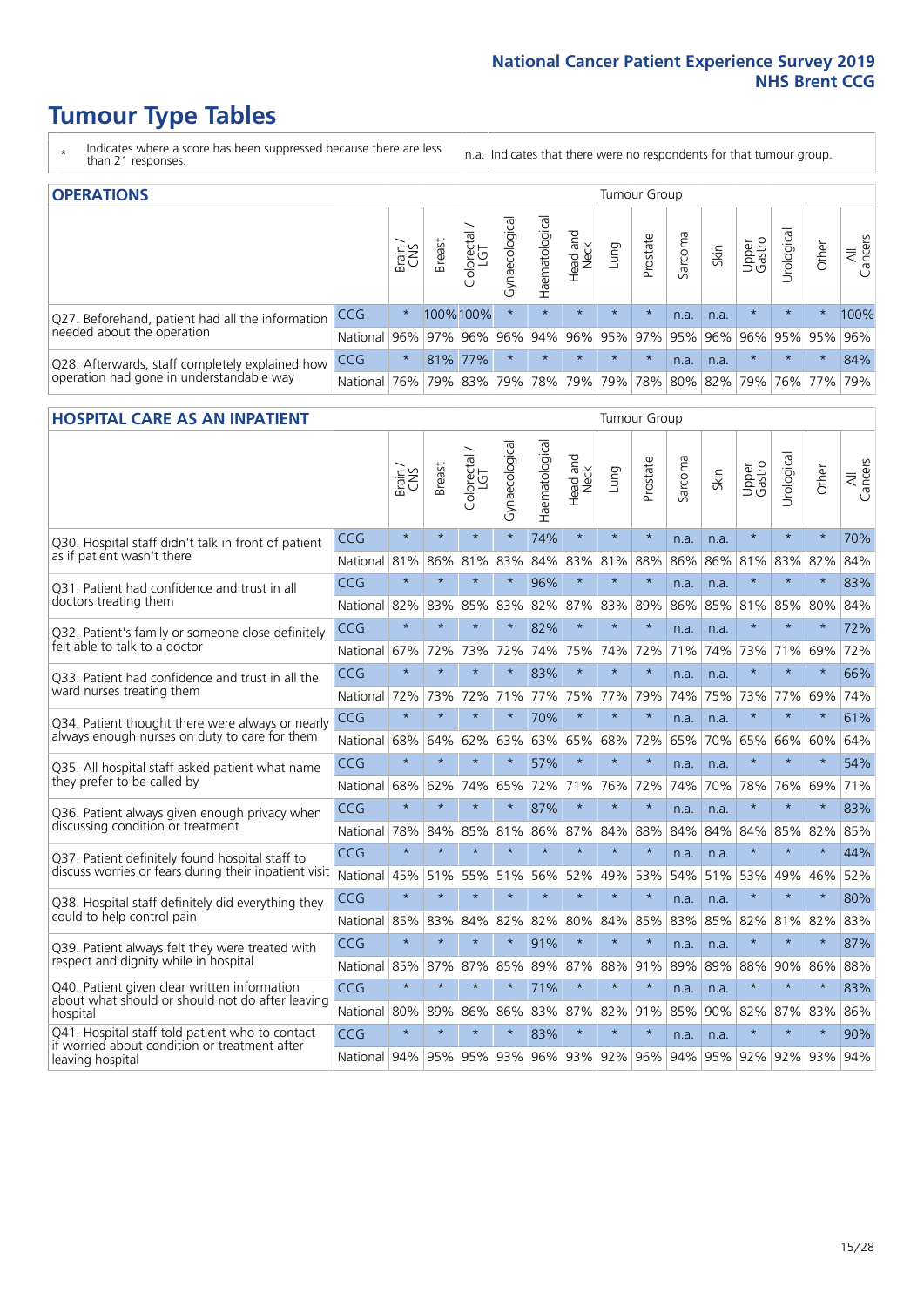# Tumour Type Tables

\* Indicates where a score has been suppressed because there are less than 21 responses.

n.a. Indicates that there were no respondents for that tumour group.

## OPERATIONS

| | | Brain / CNS | Breast | Colorectal / LGT | Gynaecological | Haematological | Head and Neck | Lung | Prostate | Sarcoma | Skin | Upper Gastro | Urological | Other | All Cancers |
|---|---|---|---|---|---|---|---|---|---|---|---|---|---|---|---|
| Q27. Beforehand, patient had all the information needed about the operation | CCG | * | 100% | 100% | * | * | * | * | * | n.a. | n.a. | * | * | * | 100% |
| | National | 96% | 97% | 96% | 96% | 94% | 96% | 95% | 97% | 95% | 96% | 96% | 95% | 95% | 96% |
| Q28. Afterwards, staff completely explained how operation had gone in understandable way | CCG | * | 81% | 77% | * | * | * | * | * | n.a. | n.a. | * | * | * | 84% |
| | National | 76% | 79% | 83% | 79% | 78% | 79% | 79% | 78% | 80% | 82% | 79% | 76% | 77% | 79% |

## HOSPITAL CARE AS AN INPATIENT

| | | Brain / CNS | Breast | Colorectal / LGT | Gynaecological | Haematological | Head and Neck | Lung | Prostate | Sarcoma | Skin | Upper Gastro | Urological | Other | All Cancers |
|---|---|---|---|---|---|---|---|---|---|---|---|---|---|---|---|
| Q30. Hospital staff didn't talk in front of patient as if patient wasn't there | CCG | * | * | * | * | 74% | * | * | * | n.a. | n.a. | * | * | * | 70% |
| | National | 81% | 86% | 81% | 83% | 84% | 83% | 81% | 88% | 86% | 86% | 81% | 83% | 82% | 84% |
| Q31. Patient had confidence and trust in all doctors treating them | CCG | * | * | * | * | 96% | * | * | * | n.a. | n.a. | * | * | * | 83% |
| | National | 82% | 83% | 85% | 83% | 82% | 87% | 83% | 89% | 86% | 85% | 81% | 85% | 80% | 84% |
| Q32. Patient's family or someone close definitely felt able to talk to a doctor | CCG | * | * | * | * | 82% | * | * | * | n.a. | n.a. | * | * | * | 72% |
| | National | 67% | 72% | 73% | 72% | 74% | 75% | 74% | 72% | 71% | 74% | 73% | 71% | 69% | 72% |
| Q33. Patient had confidence and trust in all the ward nurses treating them | CCG | * | * | * | * | 83% | * | * | * | n.a. | n.a. | * | * | * | 66% |
| | National | 72% | 73% | 72% | 71% | 77% | 75% | 77% | 79% | 74% | 75% | 73% | 77% | 69% | 74% |
| Q34. Patient thought there were always or nearly always enough nurses on duty to care for them | CCG | * | * | * | * | 70% | * | * | * | n.a. | n.a. | * | * | * | 61% |
| | National | 68% | 64% | 62% | 63% | 63% | 65% | 68% | 72% | 65% | 70% | 65% | 66% | 60% | 64% |
| Q35. All hospital staff asked patient what name they prefer to be called by | CCG | * | * | * | * | 57% | * | * | * | n.a. | n.a. | * | * | * | 54% |
| | National | 68% | 62% | 74% | 65% | 72% | 71% | 76% | 72% | 74% | 70% | 78% | 76% | 69% | 71% |
| Q36. Patient always given enough privacy when discussing condition or treatment | CCG | * | * | * | * | 87% | * | * | * | n.a. | n.a. | * | * | * | 83% |
| | National | 78% | 84% | 85% | 81% | 86% | 87% | 84% | 88% | 84% | 84% | 84% | 85% | 82% | 85% |
| Q37. Patient definitely found hospital staff to discuss worries or fears during their inpatient visit | CCG | * | * | * | * | * | * | * | * | n.a. | n.a. | * | * | * | 44% |
| | National | 45% | 51% | 55% | 51% | 56% | 52% | 49% | 53% | 54% | 51% | 53% | 49% | 46% | 52% |
| Q38. Hospital staff definitely did everything they could to help control pain | CCG | * | * | * | * | * | * | * | * | n.a. | n.a. | * | * | * | 80% |
| | National | 85% | 83% | 84% | 82% | 82% | 80% | 84% | 85% | 83% | 85% | 82% | 81% | 82% | 83% |
| Q39. Patient always felt they were treated with respect and dignity while in hospital | CCG | * | * | * | * | 91% | * | * | * | n.a. | n.a. | * | * | * | 87% |
| | National | 85% | 87% | 87% | 85% | 89% | 87% | 88% | 91% | 89% | 89% | 88% | 90% | 86% | 88% |
| Q40. Patient given clear written information about what should or should not do after leaving hospital | CCG | * | * | * | * | 71% | * | * | * | n.a. | n.a. | * | * | * | 83% |
| | National | 80% | 89% | 86% | 86% | 83% | 87% | 82% | 91% | 85% | 90% | 82% | 87% | 83% | 86% |
| Q41. Hospital staff told patient who to contact if worried about condition or treatment after leaving hospital | CCG | * | * | * | * | 83% | * | * | * | n.a. | n.a. | * | * | * | 90% |
| | National | 94% | 95% | 95% | 93% | 96% | 93% | 92% | 96% | 94% | 95% | 92% | 92% | 93% | 94% |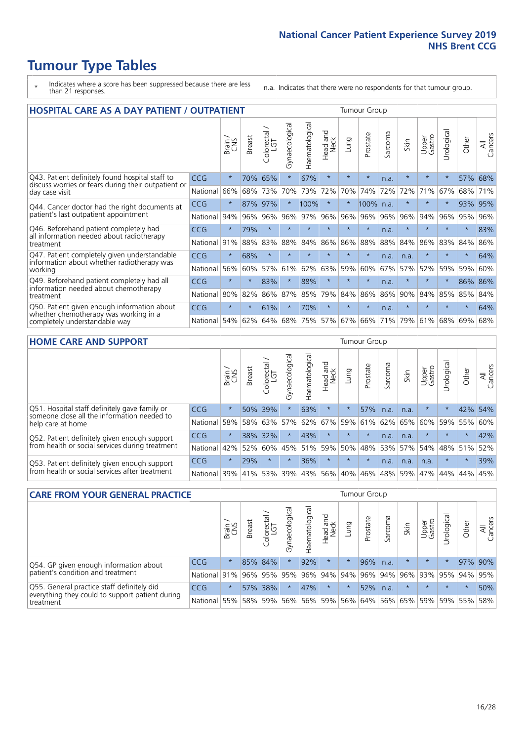# Tumour Type Tables

\* Indicates where a score has been suppressed because there are less than 21 responses.

n.a. Indicates that there were no respondents for that tumour group.

## HOSPITAL CARE AS A DAY PATIENT / OUTPATIENT

| | | Brain / CNS | Breast | Colorectal / LGT | Gynaecological | Haematological | Head and Neck | Lung | Prostate | Sarcoma | Skin | Upper Gastro | Urological | Other | All Cancers |
|---|---|---|---|---|---|---|---|---|---|---|---|---|---|---|---|
| Q43. Patient definitely found hospital staff to discuss worries or fears during their outpatient or day case visit | CCG | * | 70% | 65% | * | 67% | * | * | * | n.a. | * | * | * | 57% | 68% |
| | National | 66% | 68% | 73% | 70% | 73% | 72% | 70% | 74% | 72% | 72% | 71% | 67% | 68% | 71% |
| Q44. Cancer doctor had the right documents at patient's last outpatient appointment | CCG | * | 87% | 97% | * | 100% | * | * | 100% | n.a. | * | * | * | 93% | 95% |
| | National | 94% | 96% | 96% | 96% | 97% | 96% | 96% | 96% | 96% | 96% | 94% | 96% | 95% | 96% |
| Q46. Beforehand patient completely had all information needed about radiotherapy treatment | CCG | * | 79% | * | * | * | * | * | * | n.a. | * | * | * | * | 83% |
| | National | 91% | 88% | 83% | 88% | 84% | 86% | 86% | 88% | 88% | 84% | 86% | 83% | 84% | 86% |
| Q47. Patient completely given understandable information about whether radiotherapy was working | CCG | * | 68% | * | * | * | * | * | * | n.a. | n.a. | * | * | * | 64% |
| | National | 56% | 60% | 57% | 61% | 62% | 63% | 59% | 60% | 67% | 57% | 52% | 59% | 59% | 60% |
| Q49. Beforehand patient completely had all information needed about chemotherapy treatment | CCG | * | * | 83% | * | 88% | * | * | * | n.a. | * | * | * | 86% | 86% |
| | National | 80% | 82% | 86% | 87% | 85% | 79% | 84% | 86% | 86% | 90% | 84% | 85% | 85% | 84% |
| Q50. Patient given enough information about whether chemotherapy was working in a completely understandable way | CCG | * | * | 61% | * | 70% | * | * | * | n.a. | * | * | * | * | 64% |
| | National | 54% | 62% | 64% | 68% | 75% | 57% | 67% | 66% | 71% | 79% | 61% | 68% | 69% | 68% |

## HOME CARE AND SUPPORT

| | | Brain / CNS | Breast | Colorectal / LGT | Gynaecological | Haematological | Head and Neck | Lung | Prostate | Sarcoma | Skin | Upper Gastro | Urological | Other | All Cancers |
|---|---|---|---|---|---|---|---|---|---|---|---|---|---|---|---|
| Q51. Hospital staff definitely gave family or someone close all the information needed to help care at home | CCG | * | 50% | 39% | * | 63% | * | * | 57% | n.a. | n.a. | * | * | 42% | 54% |
| | National | 58% | 58% | 63% | 57% | 62% | 67% | 59% | 61% | 62% | 65% | 60% | 59% | 55% | 60% |
| Q52. Patient definitely given enough support from health or social services during treatment | CCG | * | 38% | 32% | * | 43% | * | * | * | n.a. | n.a. | * | * | * | 42% |
| | National | 42% | 52% | 60% | 45% | 51% | 59% | 50% | 48% | 53% | 57% | 54% | 48% | 51% | 52% |
| Q53. Patient definitely given enough support from health or social services after treatment | CCG | * | 29% | * | * | 36% | * | * | * | n.a. | n.a. | n.a. | * | * | 39% |
| | National | 39% | 41% | 53% | 39% | 43% | 56% | 40% | 46% | 48% | 59% | 47% | 44% | 44% | 45% |

## CARE FROM YOUR GENERAL PRACTICE

| | | Brain / CNS | Breast | Colorectal / LGT | Gynaecological | Haematological | Head and Neck | Lung | Prostate | Sarcoma | Skin | Upper Gastro | Urological | Other | All Cancers |
|---|---|---|---|---|---|---|---|---|---|---|---|---|---|---|---|
| Q54. GP given enough information about patient's condition and treatment | CCG | * | 85% | 84% | * | 92% | * | * | 96% | n.a. | * | * | * | 97% | 90% |
| | National | 91% | 96% | 95% | 95% | 96% | 94% | 94% | 96% | 94% | 96% | 93% | 95% | 94% | 95% |
| Q55. General practice staff definitely did everything they could to support patient during treatment | CCG | * | 57% | 38% | * | 47% | * | * | 52% | n.a. | * | * | * | * | 50% |
| | National | 55% | 58% | 59% | 56% | 56% | 59% | 56% | 64% | 56% | 65% | 59% | 59% | 55% | 58% |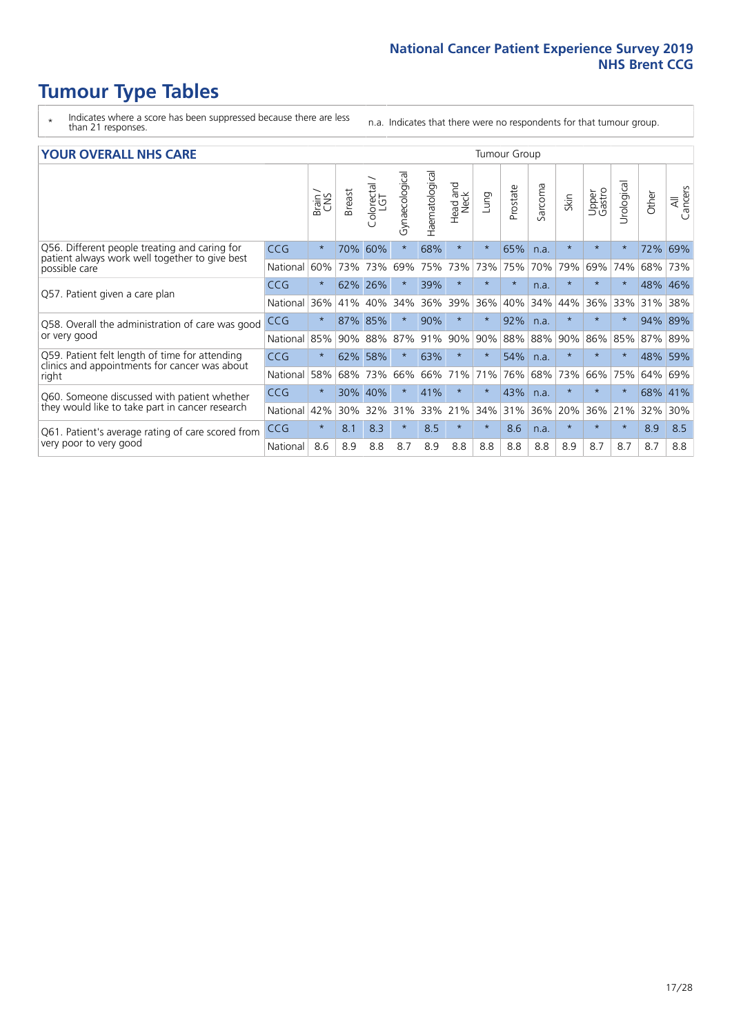# Tumour Type Tables

\* Indicates where a score has been suppressed because there are less than 21 responses.

n.a. Indicates that there were no respondents for that tumour group.

## YOUR OVERALL NHS CARE

| | | Brain / CNS | Breast | Colorectal / LGT | Gynaecological | Haematological | Head and Neck | Lung | Prostate | Sarcoma | Skin | Upper Gastro | Urological | Other | All Cancers |
|---|---|---|---|---|---|---|---|---|---|---|---|---|---|---|---|
| Q56. Different people treating and caring for patient always work well together to give best possible care | CCG | * | 70% | 60% | * | 68% | * | * | 65% | n.a. | * | * | * | 72% | 69% |
| | National | 60% | 73% | 73% | 69% | 75% | 73% | 73% | 75% | 70% | 79% | 69% | 74% | 68% | 73% |
| Q57. Patient given a care plan | CCG | * | 62% | 26% | * | 39% | * | * | * | n.a. | * | * | * | 48% | 46% |
| | National | 36% | 41% | 40% | 34% | 36% | 39% | 36% | 40% | 34% | 44% | 36% | 33% | 31% | 38% |
| Q58. Overall the administration of care was good or very good | CCG | * | 87% | 85% | * | 90% | * | * | 92% | n.a. | * | * | * | 94% | 89% |
| | National | 85% | 90% | 88% | 87% | 91% | 90% | 90% | 88% | 88% | 90% | 86% | 85% | 87% | 89% |
| Q59. Patient felt length of time for attending clinics and appointments for cancer was about right | CCG | * | 62% | 58% | * | 63% | * | * | 54% | n.a. | * | * | * | 48% | 59% |
| | National | 58% | 68% | 73% | 66% | 66% | 71% | 71% | 76% | 68% | 73% | 66% | 75% | 64% | 69% |
| Q60. Someone discussed with patient whether they would like to take part in cancer research | CCG | * | 30% | 40% | * | 41% | * | * | 43% | n.a. | * | * | * | 68% | 41% |
| | National | 42% | 30% | 32% | 31% | 33% | 21% | 34% | 31% | 36% | 20% | 36% | 21% | 32% | 30% |
| Q61. Patient's average rating of care scored from very poor to very good | CCG | * | 8.1 | 8.3 | * | 8.5 | * | * | 8.6 | n.a. | * | * | * | 8.9 | 8.5 |
| | National | 8.6 | 8.9 | 8.8 | 8.7 | 8.9 | 8.8 | 8.8 | 8.8 | 8.8 | 8.9 | 8.7 | 8.7 | 8.7 | 8.8 |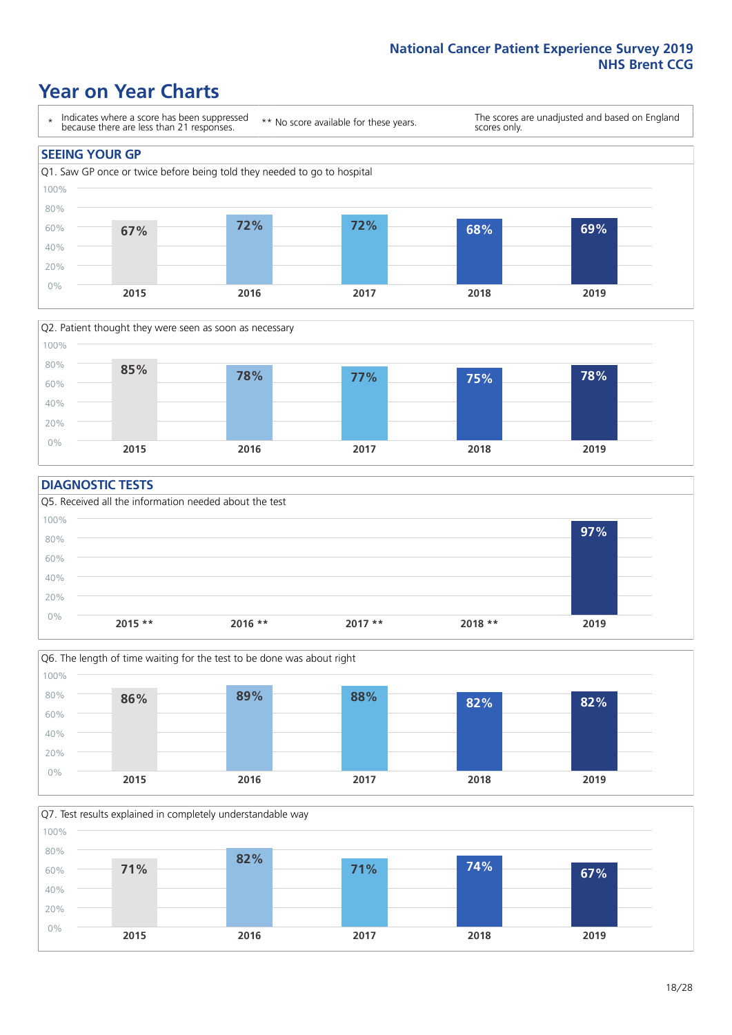# Year on Year Charts

| * Indicates where a score has been suppressed because there are less than 21 responses. | ** No score available for these years. | The scores are unadjusted and based on England scores only. |
|---|---|---|

## SEEING YOUR GP

Q1. Saw GP once or twice before being told they needed to go to hospital

| 2015 | 2016 | 2017 | 2018 | 2019 |
|---|---|---|---|---|
| 67% | 72% | 72% | 68% | 69% |

Q2. Patient thought they were seen as soon as necessary

| 2015 | 2016 | 2017 | 2018 | 2019 |
|---|---|---|---|---|
| 85% | 78% | 77% | 75% | 78% |

## DIAGNOSTIC TESTS

Q5. Received all the information needed about the test

| 2015 ** | 2016 ** | 2017 ** | 2018 ** | 2019 |
|---|---|---|---|---|
| | | | | 97% |

Q6. The length of time waiting for the test to be done was about right

| 2015 | 2016 | 2017 | 2018 | 2019 |
|---|---|---|---|---|
| 86% | 89% | 88% | 82% | 82% |

Q7. Test results explained in completely understandable way

| 2015 | 2016 | 2017 | 2018 | 2019 |
|---|---|---|---|---|
| 71% | 82% | 71% | 74% | 67% |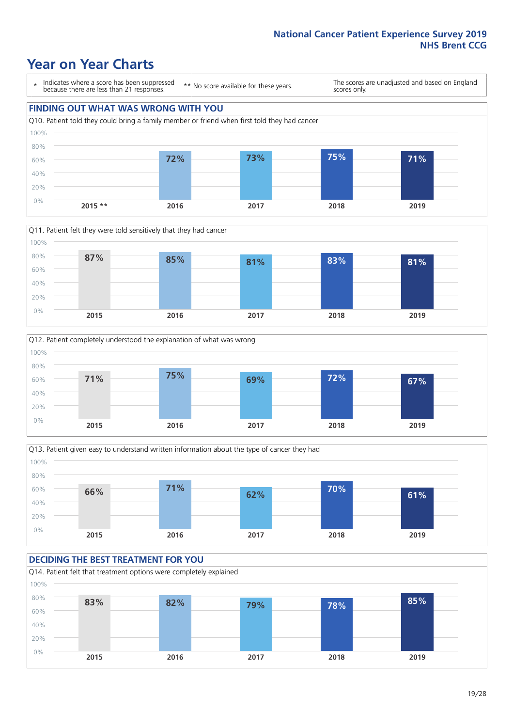National Cancer Patient Experience Survey 2019
NHS Brent CCG

# Year on Year Charts

\* Indicates where a score has been suppressed because there are less than 21 responses.

\*\* No score available for these years.

The scores are unadjusted and based on England scores only.

## FINDING OUT WHAT WAS WRONG WITH YOU

Q10. Patient told they could bring a family member or friend when first told they had cancer

| 2015 ** | 2016 | 2017 | 2018 | 2019 |
|---|---|---|---|---|
| | 72% | 73% | 75% | 71% |

Q11. Patient felt they were told sensitively that they had cancer

| 2015 | 2016 | 2017 | 2018 | 2019 |
|---|---|---|---|---|
| 87% | 85% | 81% | 83% | 81% |

Q12. Patient completely understood the explanation of what was wrong

| 2015 | 2016 | 2017 | 2018 | 2019 |
|---|---|---|---|---|
| 71% | 75% | 69% | 72% | 67% |

Q13. Patient given easy to understand written information about the type of cancer they had

| 2015 | 2016 | 2017 | 2018 | 2019 |
|---|---|---|---|---|
| 66% | 71% | 62% | 70% | 61% |

## DECIDING THE BEST TREATMENT FOR YOU

Q14. Patient felt that treatment options were completely explained

| 2015 | 2016 | 2017 | 2018 | 2019 |
|---|---|---|---|---|
| 83% | 82% | 79% | 78% | 85% |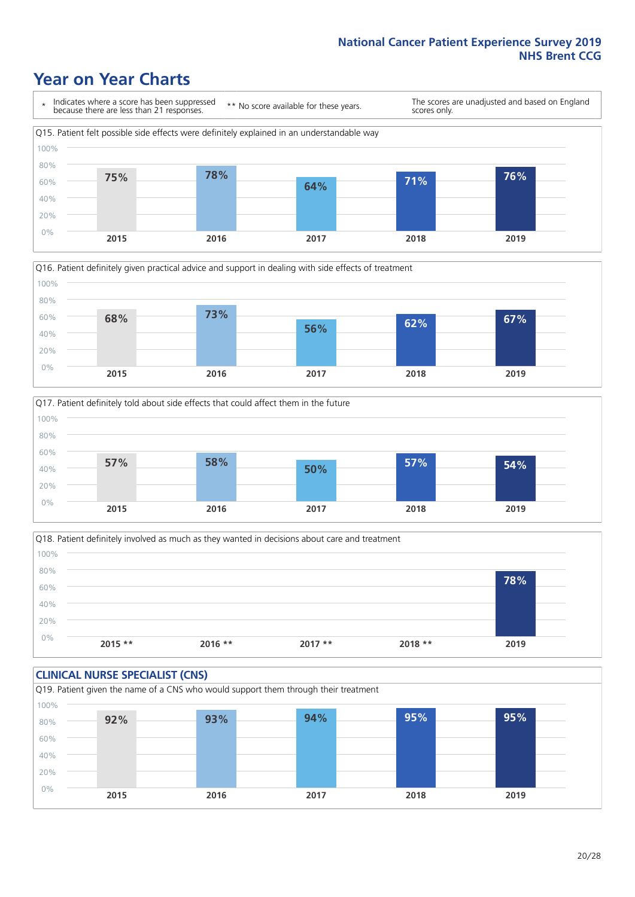# Year on Year Charts

\* Indicates where a score has been suppressed because there are less than 21 responses.

** No score available for these years.

The scores are unadjusted and based on England scores only.

Q15. Patient felt possible side effects were definitely explained in an understandable way

| 2015 | 2016 | 2017 | 2018 | 2019 |
|---|---|---|---|---|
| 75% | 78% | 64% | 71% | 76% |

Q16. Patient definitely given practical advice and support in dealing with side effects of treatment

| 2015 | 2016 | 2017 | 2018 | 2019 |
|---|---|---|---|---|
| 68% | 73% | 56% | 62% | 67% |

Q17. Patient definitely told about side effects that could affect them in the future

| 2015 | 2016 | 2017 | 2018 | 2019 |
|---|---|---|---|---|
| 57% | 58% | 50% | 57% | 54% |

Q18. Patient definitely involved as much as they wanted in decisions about care and treatment

| 2015 ** | 2016 ** | 2017 ** | 2018 ** | 2019 |
|---|---|---|---|---|
| | | | | 78% |

## CLINICAL NURSE SPECIALIST (CNS)

Q19. Patient given the name of a CNS who would support them through their treatment

| 2015 | 2016 | 2017 | 2018 | 2019 |
|---|---|---|---|---|
| 92% | 93% | 94% | 95% | 95% |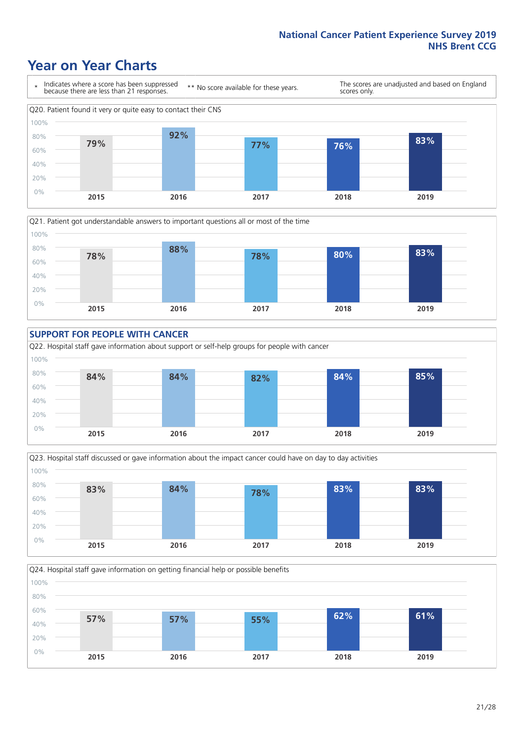# Year on Year Charts

\* Indicates where a score has been suppressed because there are less than 21 responses.

\*\* No score available for these years.

The scores are unadjusted and based on England scores only.

Q20. Patient found it very or quite easy to contact their CNS

| 2015 | 2016 | 2017 | 2018 | 2019 |
|---|---|---|---|---|
| 79% | 92% | 77% | 76% | 83% |

Q21. Patient got understandable answers to important questions all or most of the time

| 2015 | 2016 | 2017 | 2018 | 2019 |
|---|---|---|---|---|
| 78% | 88% | 78% | 80% | 83% |

## SUPPORT FOR PEOPLE WITH CANCER

Q22. Hospital staff gave information about support or self-help groups for people with cancer

| 2015 | 2016 | 2017 | 2018 | 2019 |
|---|---|---|---|---|
| 84% | 84% | 82% | 84% | 85% |

Q23. Hospital staff discussed or gave information about the impact cancer could have on day to day activities

| 2015 | 2016 | 2017 | 2018 | 2019 |
|---|---|---|---|---|
| 83% | 84% | 78% | 83% | 83% |

Q24. Hospital staff gave information on getting financial help or possible benefits

| 2015 | 2016 | 2017 | 2018 | 2019 |
|---|---|---|---|---|
| 57% | 57% | 55% | 62% | 61% |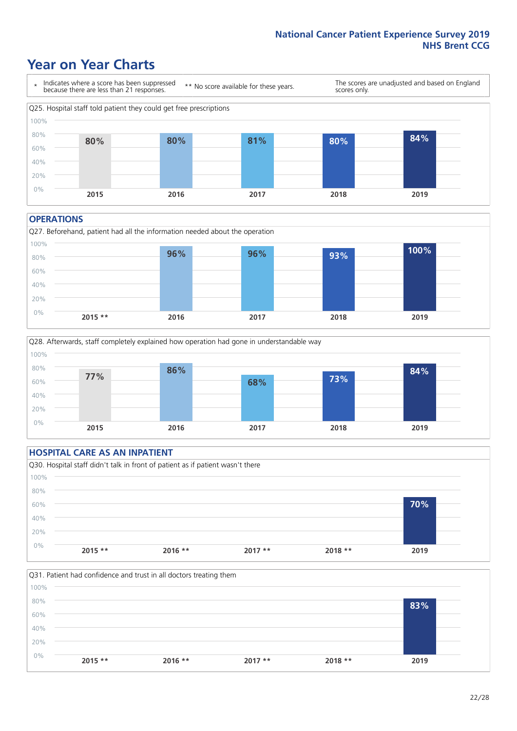# Year on Year Charts

\* Indicates where a score has been suppressed because there are less than 21 responses.

** No score available for these years.

The scores are unadjusted and based on England scores only.

Q25. Hospital staff told patient they could get free prescriptions

| 2015 | 2016 | 2017 | 2018 | 2019 |
|---|---|---|---|---|
| 80% | 80% | 81% | 80% | 84% |

## OPERATIONS

Q27. Beforehand, patient had all the information needed about the operation

| 2015 ** | 2016 | 2017 | 2018 | 2019 |
|---|---|---|---|---|
| | 96% | 96% | 93% | 100% |

Q28. Afterwards, staff completely explained how operation had gone in understandable way

| 2015 | 2016 | 2017 | 2018 | 2019 |
|---|---|---|---|---|
| 77% | 86% | 68% | 73% | 84% |

## HOSPITAL CARE AS AN INPATIENT

Q30. Hospital staff didn't talk in front of patient as if patient wasn't there

| 2015 ** | 2016 ** | 2017 ** | 2018 ** | 2019 |
|---|---|---|---|---|
| | | | | 70% |

Q31. Patient had confidence and trust in all doctors treating them

| 2015 ** | 2016 ** | 2017 ** | 2018 ** | 2019 |
|---|---|---|---|---|
| | | | | 83% |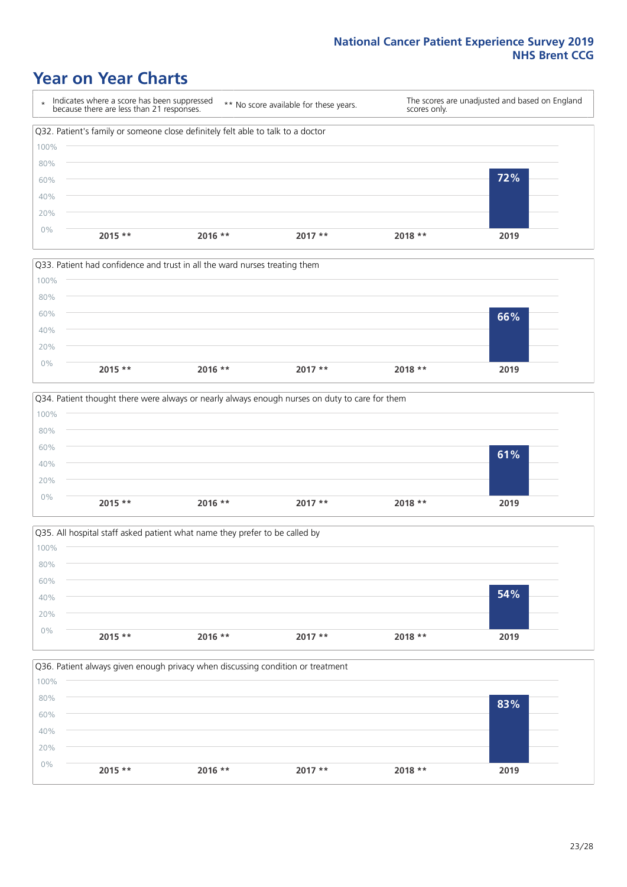# Year on Year Charts

\* Indicates where a score has been suppressed because there are less than 21 responses.

\*\* No score available for these years.

The scores are unadjusted and based on England scores only.

Q32. Patient's family or someone close definitely felt able to talk to a doctor

| 2015 ** | 2016 ** | 2017 ** | 2018 ** | 2019 |
|---|---|---|---|---|
| | | | | 72% |

Q33. Patient had confidence and trust in all the ward nurses treating them

| 2015 ** | 2016 ** | 2017 ** | 2018 ** | 2019 |
|---|---|---|---|---|
| | | | | 66% |

Q34. Patient thought there were always or nearly always enough nurses on duty to care for them

| 2015 ** | 2016 ** | 2017 ** | 2018 ** | 2019 |
|---|---|---|---|---|
| | | | | 61% |

Q35. All hospital staff asked patient what name they prefer to be called by

| 2015 ** | 2016 ** | 2017 ** | 2018 ** | 2019 |
|---|---|---|---|---|
| | | | | 54% |

Q36. Patient always given enough privacy when discussing condition or treatment

| 2015 ** | 2016 ** | 2017 ** | 2018 ** | 2019 |
|---|---|---|---|---|
| | | | | 83% |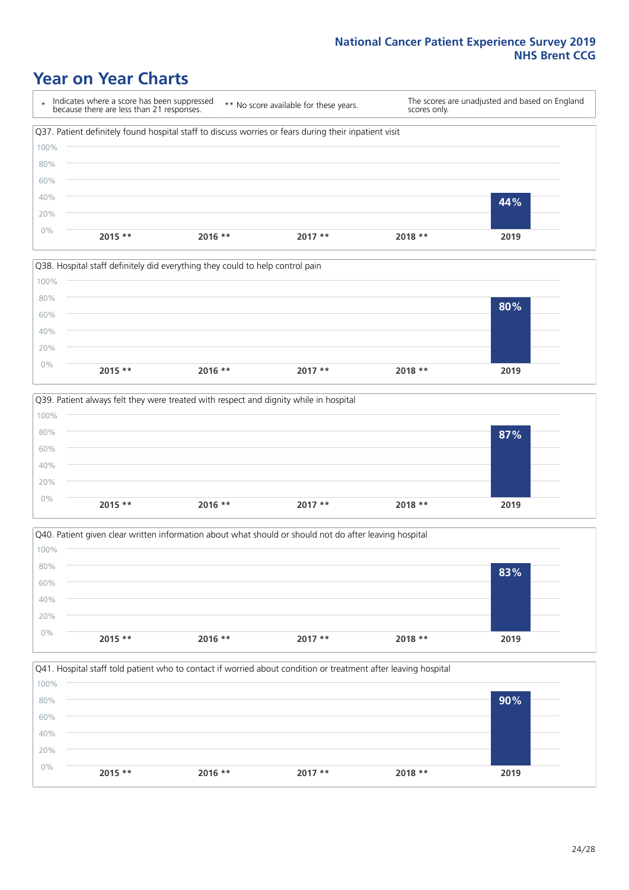# Year on Year Charts

\* Indicates where a score has been suppressed because there are less than 21 responses.

\*\* No score available for these years.

The scores are unadjusted and based on England scores only.

Q37. Patient definitely found hospital staff to discuss worries or fears during their inpatient visit

| 2015 ** | 2016 ** | 2017 ** | 2018 ** | 2019 |
|---|---|---|---|---|
| | | | | 44% |

Q38. Hospital staff definitely did everything they could to help control pain

| 2015 ** | 2016 ** | 2017 ** | 2018 ** | 2019 |
|---|---|---|---|---|
| | | | | 80% |

Q39. Patient always felt they were treated with respect and dignity while in hospital

| 2015 ** | 2016 ** | 2017 ** | 2018 ** | 2019 |
|---|---|---|---|---|
| | | | | 87% |

Q40. Patient given clear written information about what should or should not do after leaving hospital

| 2015 ** | 2016 ** | 2017 ** | 2018 ** | 2019 |
|---|---|---|---|---|
| | | | | 83% |

Q41. Hospital staff told patient who to contact if worried about condition or treatment after leaving hospital

| 2015 ** | 2016 ** | 2017 ** | 2018 ** | 2019 |
|---|---|---|---|---|
| | | | | 90% |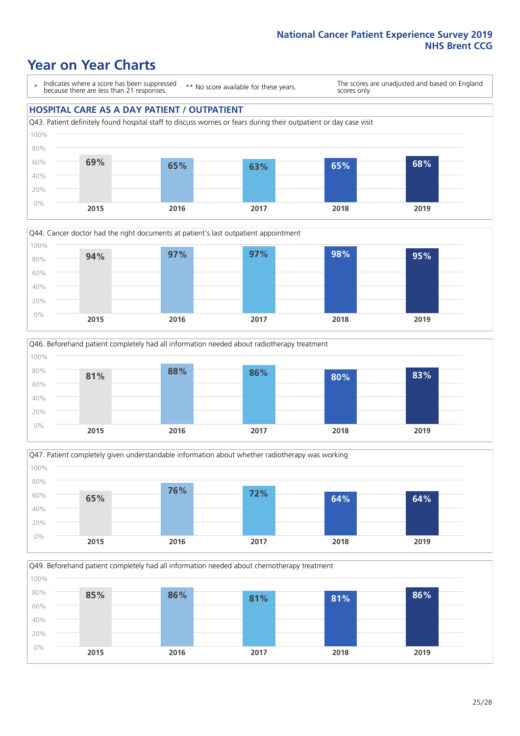National Cancer Patient Experience Survey 2019
NHS Brent CCG

# Year on Year Charts

\* Indicates where a score has been suppressed because there are less than 21 responses.

\*\* No score available for these years.

The scores are unadjusted and based on England scores only.

## HOSPITAL CARE AS A DAY PATIENT / OUTPATIENT

Q43. Patient definitely found hospital staff to discuss worries or fears during their outpatient or day case visit

| 2015 | 2016 | 2017 | 2018 | 2019 |
|---|---|---|---|---|
| 69% | 65% | 63% | 65% | 68% |

Q44. Cancer doctor had the right documents at patient's last outpatient appointment

| 2015 | 2016 | 2017 | 2018 | 2019 |
|---|---|---|---|---|
| 94% | 97% | 97% | 98% | 95% |

Q46. Beforehand patient completely had all information needed about radiotherapy treatment

| 2015 | 2016 | 2017 | 2018 | 2019 |
|---|---|---|---|---|
| 81% | 88% | 86% | 80% | 83% |

Q47. Patient completely given understandable information about whether radiotherapy was working

| 2015 | 2016 | 2017 | 2018 | 2019 |
|---|---|---|---|---|
| 65% | 76% | 72% | 64% | 64% |

Q49. Beforehand patient completely had all information needed about chemotherapy treatment

| 2015 | 2016 | 2017 | 2018 | 2019 |
|---|---|---|---|---|
| 85% | 86% | 81% | 81% | 86% |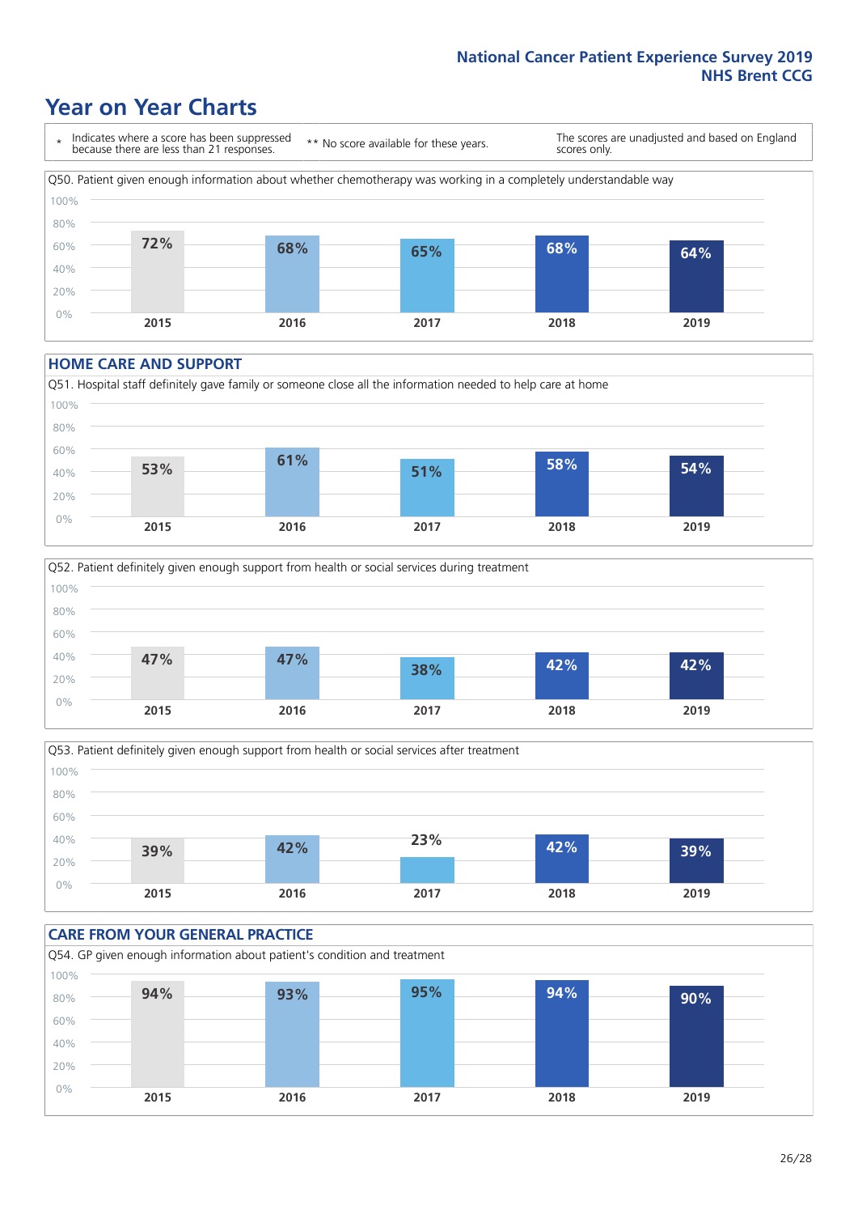# Year on Year Charts

\* Indicates where a score has been suppressed because there are less than 21 responses. ** No score available for these years. The scores are unadjusted and based on England scores only.

Q50. Patient given enough information about whether chemotherapy was working in a completely understandable way

| 2015 | 2016 | 2017 | 2018 | 2019 |
|---|---|---|---|---|
| 72% | 68% | 65% | 68% | 64% |

## HOME CARE AND SUPPORT

Q51. Hospital staff definitely gave family or someone close all the information needed to help care at home

| 2015 | 2016 | 2017 | 2018 | 2019 |
|---|---|---|---|---|
| 53% | 61% | 51% | 58% | 54% |

Q52. Patient definitely given enough support from health or social services during treatment

| 2015 | 2016 | 2017 | 2018 | 2019 |
|---|---|---|---|---|
| 47% | 47% | 38% | 42% | 42% |

Q53. Patient definitely given enough support from health or social services after treatment

| 2015 | 2016 | 2017 | 2018 | 2019 |
|---|---|---|---|---|
| 39% | 42% | 23% | 42% | 39% |

## CARE FROM YOUR GENERAL PRACTICE

Q54. GP given enough information about patient's condition and treatment

| 2015 | 2016 | 2017 | 2018 | 2019 |
|---|---|---|---|---|
| 94% | 93% | 95% | 94% | 90% |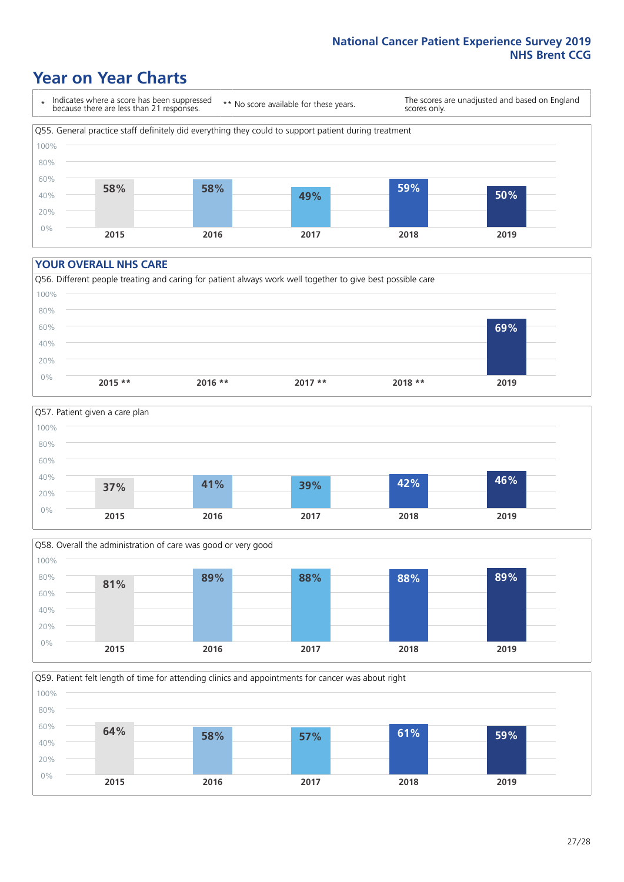## Year on Year Charts

\* Indicates where a score has been suppressed because there are less than 21 responses. ** No score available for these years. The scores are unadjusted and based on England scores only.

Q55. General practice staff definitely did everything they could to support patient during treatment

| 2015 | 2016 | 2017 | 2018 | 2019 |
|---|---|---|---|---|
| 58% | 58% | 49% | 59% | 50% |

### YOUR OVERALL NHS CARE

Q56. Different people treating and caring for patient always work well together to give best possible care

| 2015 ** | 2016 ** | 2017 ** | 2018 ** | 2019 |
|---|---|---|---|---|
| | | | | 69% |

Q57. Patient given a care plan

| 2015 | 2016 | 2017 | 2018 | 2019 |
|---|---|---|---|---|
| 37% | 41% | 39% | 42% | 46% |

Q58. Overall the administration of care was good or very good

| 2015 | 2016 | 2017 | 2018 | 2019 |
|---|---|---|---|---|
| 81% | 89% | 88% | 88% | 89% |

Q59. Patient felt length of time for attending clinics and appointments for cancer was about right

| 2015 | 2016 | 2017 | 2018 | 2019 |
|---|---|---|---|---|
| 64% | 58% | 57% | 61% | 59% |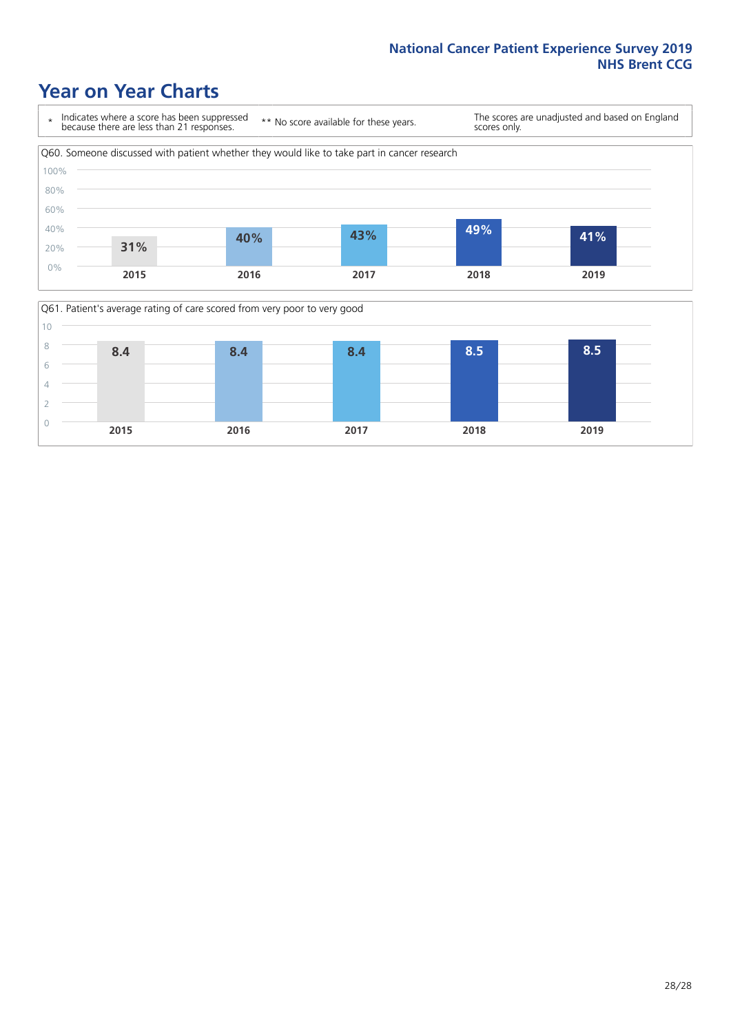# Year on Year Charts

\* Indicates where a score has been suppressed because there are less than 21 responses.

** No score available for these years.

The scores are unadjusted and based on England scores only.

Q60. Someone discussed with patient whether they would like to take part in cancer research

100%
80%
60%
40%
20%
0%

31% 40% 43% 49% 41%

2015 2016 2017 2018 2019

Q61. Patient's average rating of care scored from very poor to very good

10
8
6
4
2
0

8.4 8.4 8.4 8.5 8.5

2015 2016 2017 2018 2019